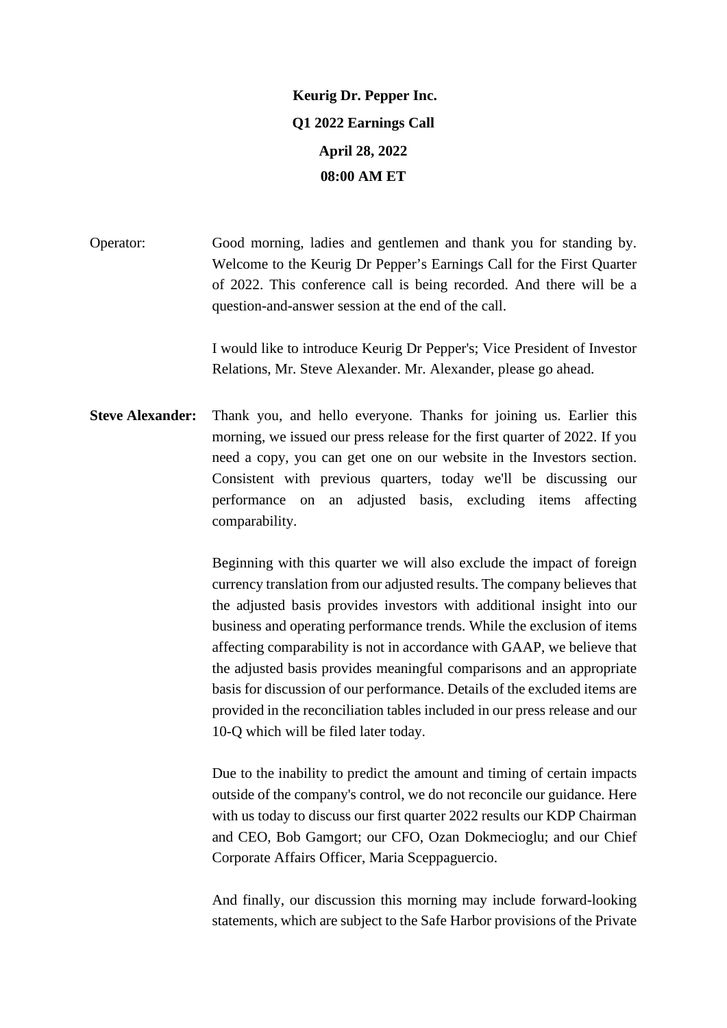**Keurig Dr. Pepper Inc.**

**Q1 2022 Earnings Call**

**April 28, 2022**

**08:00 AM ET**

Operator: Good morning, ladies and gentlemen and thank you for standing by. Welcome to the Keurig Dr Pepper's Earnings Call for the First Quarter of 2022. This conference call is being recorded. And there will be a question-and-answer session at the end of the call.

I would like to introduce Keurig Dr Pepper's; Vice President of Investor Relations, Mr. Steve Alexander. Mr. Alexander, please go ahead.

**Steve Alexander:** Thank you, and hello everyone. Thanks for joining us. Earlier this morning, we issued our press release for the first quarter of 2022. If you need a copy, you can get one on our website in the Investors section. Consistent with previous quarters, today we'll be discussing our performance on an adjusted basis, excluding items affecting comparability.

Beginning with this quarter we will also exclude the impact of foreign currency translation from our adjusted results. The company believes that the adjusted basis provides investors with additional insight into our business and operating performance trends. While the exclusion of items affecting comparability is not in accordance with GAAP, we believe that the adjusted basis provides meaningful comparisons and an appropriate basis for discussion of our performance. Details of the excluded items are provided in the reconciliation tables included in our press release and our 10-Q which will be filed later today.

Due to the inability to predict the amount and timing of certain impacts outside of the company's control, we do not reconcile our guidance. Here with us today to discuss our first quarter 2022 results our KDP Chairman and CEO, Bob Gamgort; our CFO, Ozan Dokmecioglu; and our Chief Corporate Affairs Officer, Maria Sceppaguercio.

And finally, our discussion this morning may include forward-looking statements, which are subject to the Safe Harbor provisions of the Private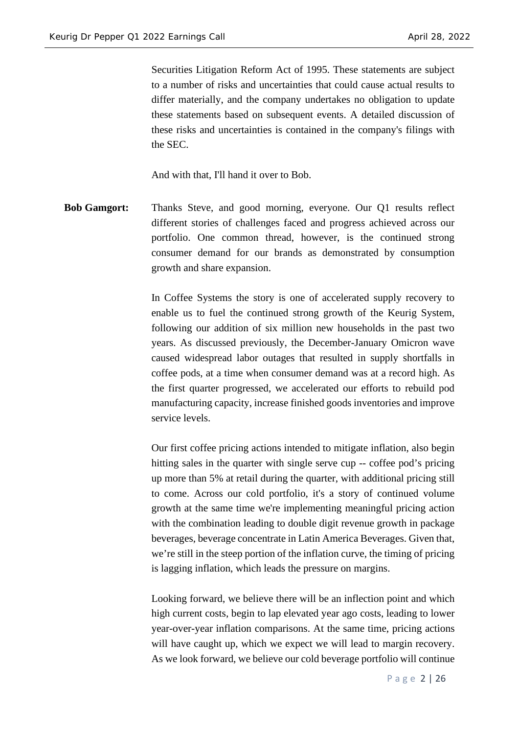Securities Litigation Reform Act of 1995. These statements are subject to a number of risks and uncertainties that could cause actual results to differ materially, and the company undertakes no obligation to update these statements based on subsequent events. A detailed discussion of these risks and uncertainties is contained in the company's filings with the SEC.

And with that, I'll hand it over to Bob.

**Bob Gamgort:** Thanks Steve, and good morning, everyone. Our Q1 results reflect different stories of challenges faced and progress achieved across our portfolio. One common thread, however, is the continued strong consumer demand for our brands as demonstrated by consumption growth and share expansion.

In Coffee Systems the story is one of accelerated supply recovery to enable us to fuel the continued strong growth of the Keurig System, following our addition of six million new households in the past two years. As discussed previously, the December-January Omicron wave caused widespread labor outages that resulted in supply shortfalls in coffee pods, at a time when consumer demand was at a record high. As the first quarter progressed, we accelerated our efforts to rebuild pod manufacturing capacity, increase finished goods inventories and improve service levels.

Our first coffee pricing actions intended to mitigate inflation, also begin hitting sales in the quarter with single serve cup -- coffee pod's pricing up more than 5% at retail during the quarter, with additional pricing still to come. Across our cold portfolio, it's a story of continued volume growth at the same time we're implementing meaningful pricing action with the combination leading to double digit revenue growth in package beverages, beverage concentrate in Latin America Beverages. Given that, we're still in the steep portion of the inflation curve, the timing of pricing is lagging inflation, which leads the pressure on margins.

Looking forward, we believe there will be an inflection point and which high current costs, begin to lap elevated year ago costs, leading to lower year-over-year inflation comparisons. At the same time, pricing actions will have caught up, which we expect we will lead to margin recovery. As we look forward, we believe our cold beverage portfolio will continue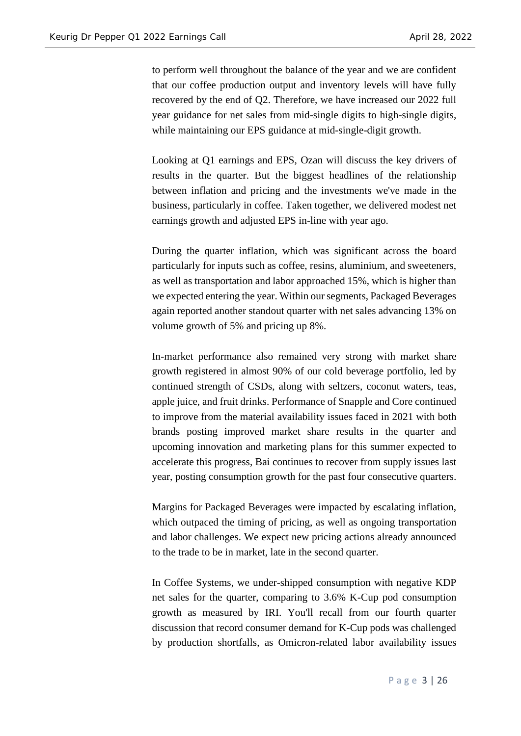to perform well throughout the balance of the year and we are confident that our coffee production output and inventory levels will have fully recovered by the end of Q2. Therefore, we have increased our 2022 full year guidance for net sales from mid-single digits to high-single digits, while maintaining our EPS guidance at mid-single-digit growth.

Looking at Q1 earnings and EPS, Ozan will discuss the key drivers of results in the quarter. But the biggest headlines of the relationship between inflation and pricing and the investments we've made in the business, particularly in coffee. Taken together, we delivered modest net earnings growth and adjusted EPS in-line with year ago.

During the quarter inflation, which was significant across the board particularly for inputs such as coffee, resins, aluminium, and sweeteners, as well as transportation and labor approached 15%, which is higher than we expected entering the year. Within our segments, Packaged Beverages again reported another standout quarter with net sales advancing 13% on volume growth of 5% and pricing up 8%.

In-market performance also remained very strong with market share growth registered in almost 90% of our cold beverage portfolio, led by continued strength of CSDs, along with seltzers, coconut waters, teas, apple juice, and fruit drinks. Performance of Snapple and Core continued to improve from the material availability issues faced in 2021 with both brands posting improved market share results in the quarter and upcoming innovation and marketing plans for this summer expected to accelerate this progress, Bai continues to recover from supply issues last year, posting consumption growth for the past four consecutive quarters.

Margins for Packaged Beverages were impacted by escalating inflation, which outpaced the timing of pricing, as well as ongoing transportation and labor challenges. We expect new pricing actions already announced to the trade to be in market, late in the second quarter.

In Coffee Systems, we under-shipped consumption with negative KDP net sales for the quarter, comparing to 3.6% K-Cup pod consumption growth as measured by IRI. You'll recall from our fourth quarter discussion that record consumer demand for K-Cup pods was challenged by production shortfalls, as Omicron-related labor availability issues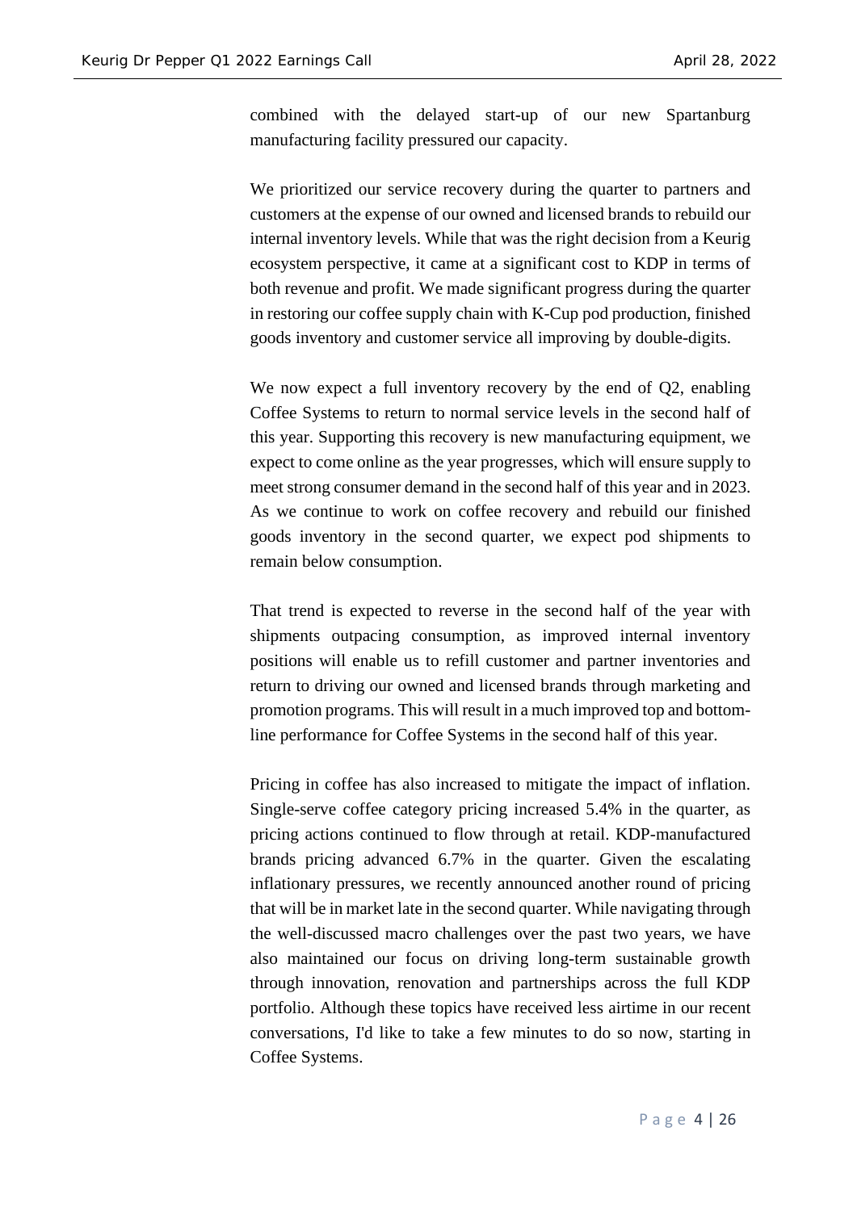combined with the delayed start-up of our new Spartanburg manufacturing facility pressured our capacity.

We prioritized our service recovery during the quarter to partners and customers at the expense of our owned and licensed brands to rebuild our internal inventory levels. While that was the right decision from a Keurig ecosystem perspective, it came at a significant cost to KDP in terms of both revenue and profit. We made significant progress during the quarter in restoring our coffee supply chain with K-Cup pod production, finished goods inventory and customer service all improving by double-digits.

We now expect a full inventory recovery by the end of Q2, enabling Coffee Systems to return to normal service levels in the second half of this year. Supporting this recovery is new manufacturing equipment, we expect to come online as the year progresses, which will ensure supply to meet strong consumer demand in the second half of this year and in 2023. As we continue to work on coffee recovery and rebuild our finished goods inventory in the second quarter, we expect pod shipments to remain below consumption.

That trend is expected to reverse in the second half of the year with shipments outpacing consumption, as improved internal inventory positions will enable us to refill customer and partner inventories and return to driving our owned and licensed brands through marketing and promotion programs. This will result in a much improved top and bottom-line performance for Coffee Systems in the second half of this year.

Pricing in coffee has also increased to mitigate the impact of inflation. Single-serve coffee category pricing increased 5.4% in the quarter, as pricing actions continued to flow through at retail. KDP-manufactured brands pricing advanced 6.7% in the quarter. Given the escalating inflationary pressures, we recently announced another round of pricing that will be in market late in the second quarter. While navigating through the well-discussed macro challenges over the past two years, we have also maintained our focus on driving long-term sustainable growth through innovation, renovation and partnerships across the full KDP portfolio. Although these topics have received less airtime in our recent conversations, I'd like to take a few minutes to do so now, starting in Coffee Systems.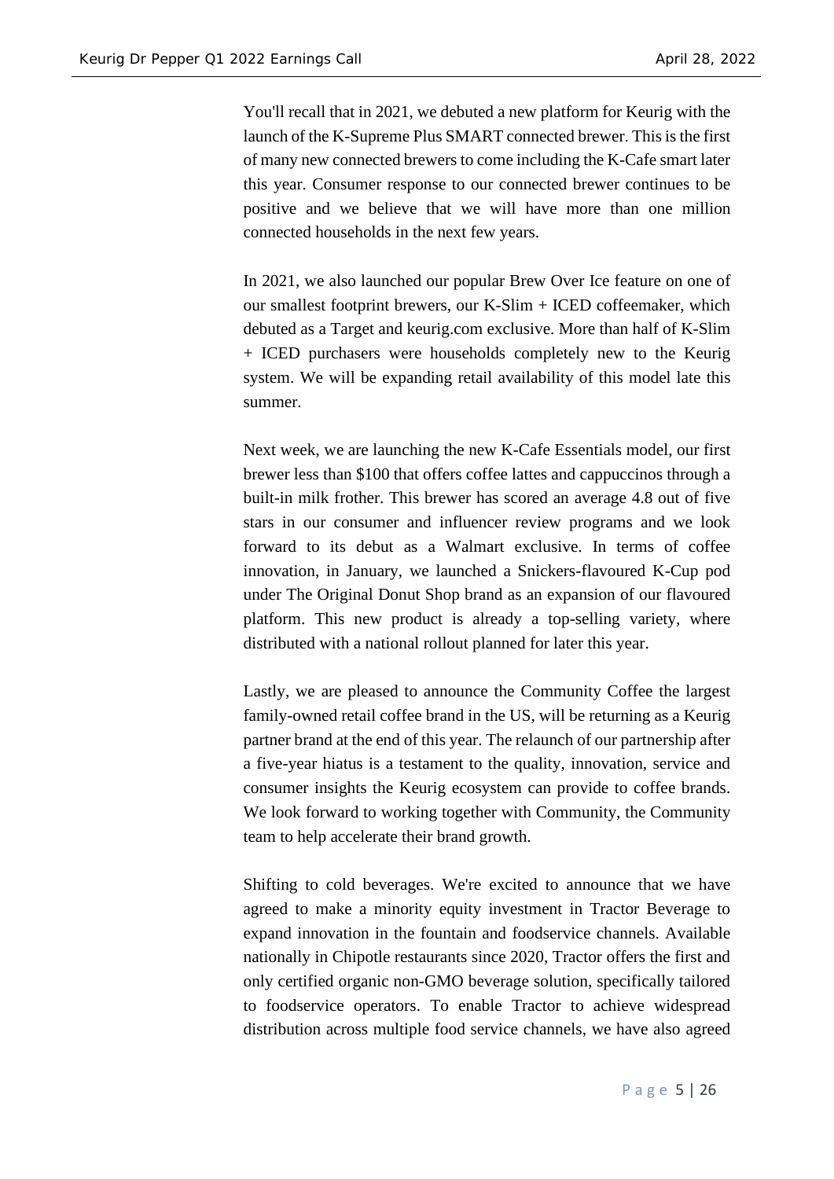You'll recall that in 2021, we debuted a new platform for Keurig with the launch of the K-Supreme Plus SMART connected brewer. This is the first of many new connected brewers to come including the K-Cafe smart later this year. Consumer response to our connected brewer continues to be positive and we believe that we will have more than one million connected households in the next few years.

In 2021, we also launched our popular Brew Over Ice feature on one of our smallest footprint brewers, our K-Slim + ICED coffeemaker, which debuted as a Target and keurig.com exclusive. More than half of K-Slim + ICED purchasers were households completely new to the Keurig system. We will be expanding retail availability of this model late this summer.

Next week, we are launching the new K-Cafe Essentials model, our first brewer less than $100 that offers coffee lattes and cappuccinos through a built-in milk frother. This brewer has scored an average 4.8 out of five stars in our consumer and influencer review programs and we look forward to its debut as a Walmart exclusive. In terms of coffee innovation, in January, we launched a Snickers-flavoured K-Cup pod under The Original Donut Shop brand as an expansion of our flavoured platform. This new product is already a top-selling variety, where distributed with a national rollout planned for later this year.

Lastly, we are pleased to announce the Community Coffee the largest family-owned retail coffee brand in the US, will be returning as a Keurig partner brand at the end of this year. The relaunch of our partnership after a five-year hiatus is a testament to the quality, innovation, service and consumer insights the Keurig ecosystem can provide to coffee brands. We look forward to working together with Community, the Community team to help accelerate their brand growth.

Shifting to cold beverages. We're excited to announce that we have agreed to make a minority equity investment in Tractor Beverage to expand innovation in the fountain and foodservice channels. Available nationally in Chipotle restaurants since 2020, Tractor offers the first and only certified organic non-GMO beverage solution, specifically tailored to foodservice operators. To enable Tractor to achieve widespread distribution across multiple food service channels, we have also agreed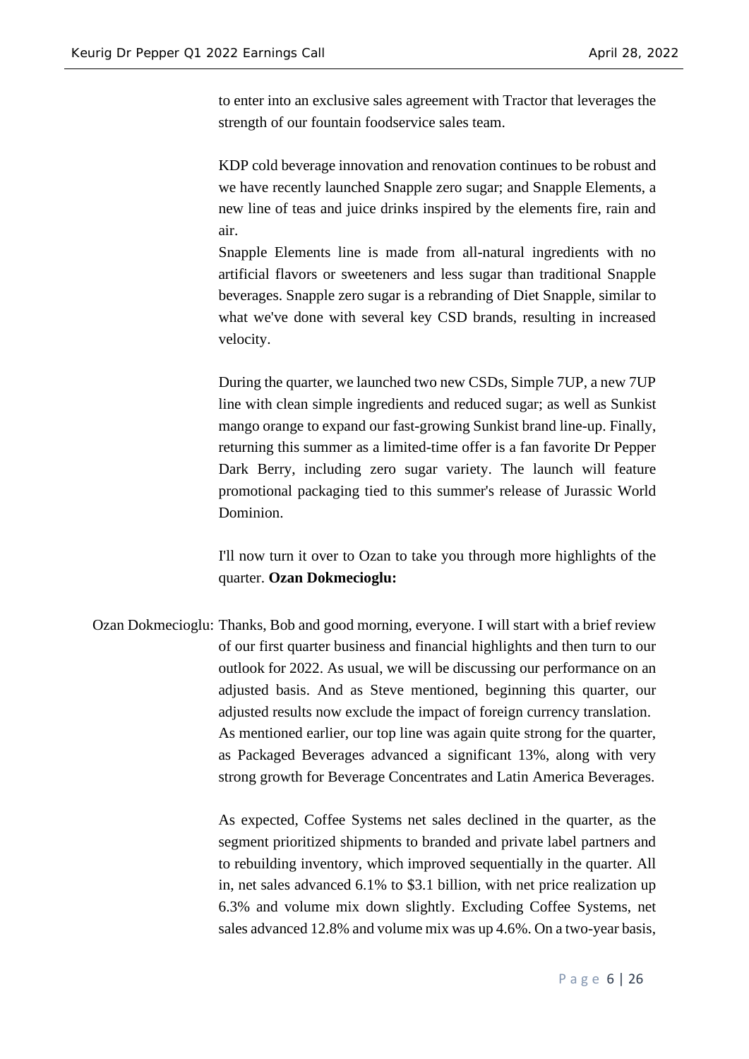to enter into an exclusive sales agreement with Tractor that leverages the strength of our fountain foodservice sales team.

KDP cold beverage innovation and renovation continues to be robust and we have recently launched Snapple zero sugar; and Snapple Elements, a new line of teas and juice drinks inspired by the elements fire, rain and air.

Snapple Elements line is made from all-natural ingredients with no artificial flavors or sweeteners and less sugar than traditional Snapple beverages. Snapple zero sugar is a rebranding of Diet Snapple, similar to what we've done with several key CSD brands, resulting in increased velocity.

During the quarter, we launched two new CSDs, Simple 7UP, a new 7UP line with clean simple ingredients and reduced sugar; as well as Sunkist mango orange to expand our fast-growing Sunkist brand line-up. Finally, returning this summer as a limited-time offer is a fan favorite Dr Pepper Dark Berry, including zero sugar variety. The launch will feature promotional packaging tied to this summer's release of Jurassic World Dominion.

I'll now turn it over to Ozan to take you through more highlights of the quarter. **Ozan Dokmecioglu:**

Ozan Dokmecioglu: Thanks, Bob and good morning, everyone. I will start with a brief review of our first quarter business and financial highlights and then turn to our outlook for 2022. As usual, we will be discussing our performance on an adjusted basis. And as Steve mentioned, beginning this quarter, our adjusted results now exclude the impact of foreign currency translation. As mentioned earlier, our top line was again quite strong for the quarter, as Packaged Beverages advanced a significant 13%, along with very strong growth for Beverage Concentrates and Latin America Beverages.

As expected, Coffee Systems net sales declined in the quarter, as the segment prioritized shipments to branded and private label partners and to rebuilding inventory, which improved sequentially in the quarter. All in, net sales advanced 6.1% to $3.1 billion, with net price realization up 6.3% and volume mix down slightly. Excluding Coffee Systems, net sales advanced 12.8% and volume mix was up 4.6%. On a two-year basis,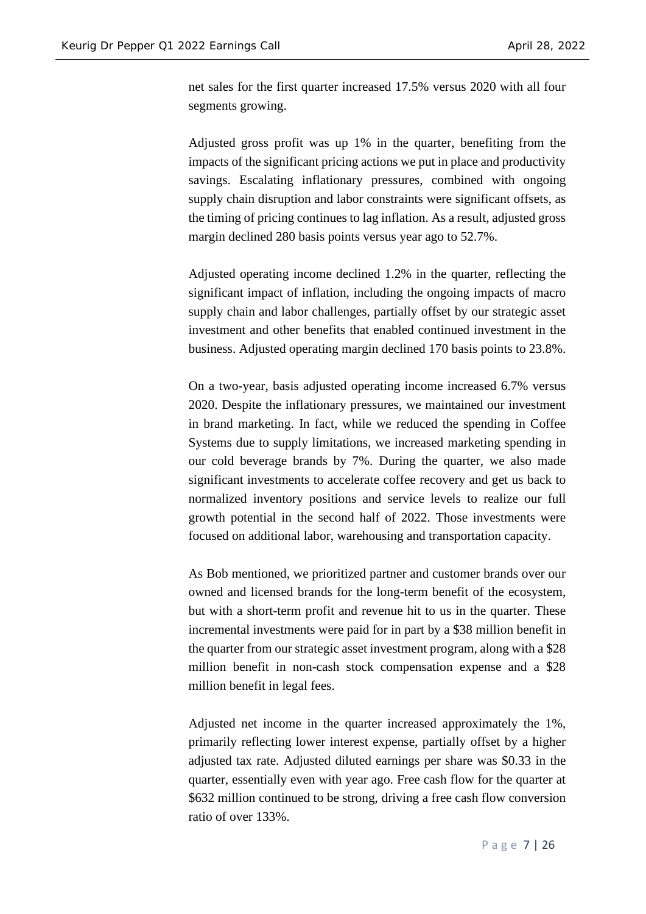net sales for the first quarter increased 17.5% versus 2020 with all four segments growing.

Adjusted gross profit was up 1% in the quarter, benefiting from the impacts of the significant pricing actions we put in place and productivity savings. Escalating inflationary pressures, combined with ongoing supply chain disruption and labor constraints were significant offsets, as the timing of pricing continues to lag inflation. As a result, adjusted gross margin declined 280 basis points versus year ago to 52.7%.

Adjusted operating income declined 1.2% in the quarter, reflecting the significant impact of inflation, including the ongoing impacts of macro supply chain and labor challenges, partially offset by our strategic asset investment and other benefits that enabled continued investment in the business. Adjusted operating margin declined 170 basis points to 23.8%.

On a two-year, basis adjusted operating income increased 6.7% versus 2020. Despite the inflationary pressures, we maintained our investment in brand marketing. In fact, while we reduced the spending in Coffee Systems due to supply limitations, we increased marketing spending in our cold beverage brands by 7%. During the quarter, we also made significant investments to accelerate coffee recovery and get us back to normalized inventory positions and service levels to realize our full growth potential in the second half of 2022. Those investments were focused on additional labor, warehousing and transportation capacity.

As Bob mentioned, we prioritized partner and customer brands over our owned and licensed brands for the long-term benefit of the ecosystem, but with a short-term profit and revenue hit to us in the quarter. These incremental investments were paid for in part by a $38 million benefit in the quarter from our strategic asset investment program, along with a $28 million benefit in non-cash stock compensation expense and a $28 million benefit in legal fees.

Adjusted net income in the quarter increased approximately the 1%, primarily reflecting lower interest expense, partially offset by a higher adjusted tax rate. Adjusted diluted earnings per share was $0.33 in the quarter, essentially even with year ago. Free cash flow for the quarter at $632 million continued to be strong, driving a free cash flow conversion ratio of over 133%.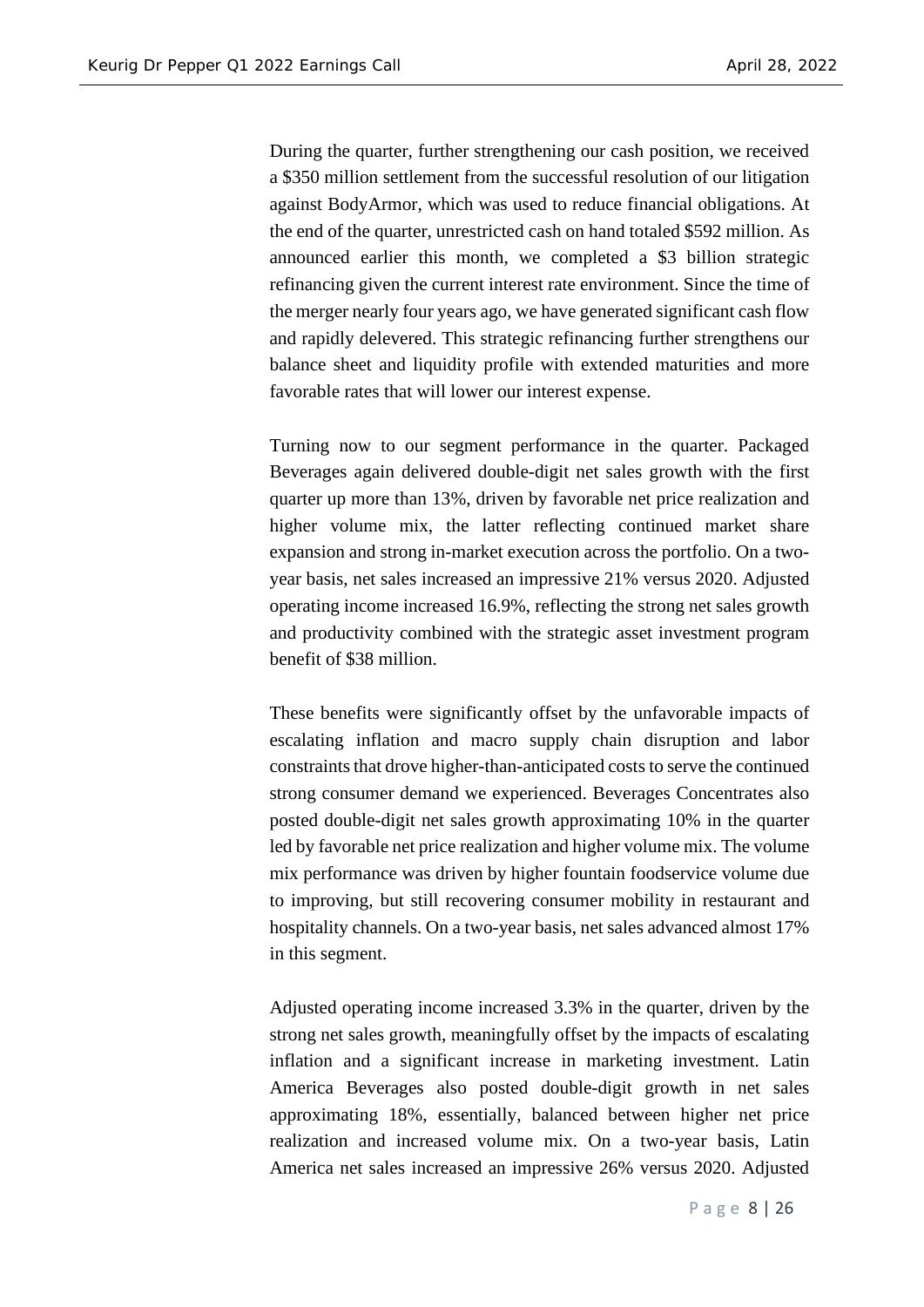During the quarter, further strengthening our cash position, we received a $350 million settlement from the successful resolution of our litigation against BodyArmor, which was used to reduce financial obligations. At the end of the quarter, unrestricted cash on hand totaled $592 million. As announced earlier this month, we completed a $3 billion strategic refinancing given the current interest rate environment. Since the time of the merger nearly four years ago, we have generated significant cash flow and rapidly delevered. This strategic refinancing further strengthens our balance sheet and liquidity profile with extended maturities and more favorable rates that will lower our interest expense.

Turning now to our segment performance in the quarter. Packaged Beverages again delivered double-digit net sales growth with the first quarter up more than 13%, driven by favorable net price realization and higher volume mix, the latter reflecting continued market share expansion and strong in-market execution across the portfolio. On a two-year basis, net sales increased an impressive 21% versus 2020. Adjusted operating income increased 16.9%, reflecting the strong net sales growth and productivity combined with the strategic asset investment program benefit of $38 million.

These benefits were significantly offset by the unfavorable impacts of escalating inflation and macro supply chain disruption and labor constraints that drove higher-than-anticipated costs to serve the continued strong consumer demand we experienced. Beverages Concentrates also posted double-digit net sales growth approximating 10% in the quarter led by favorable net price realization and higher volume mix. The volume mix performance was driven by higher fountain foodservice volume due to improving, but still recovering consumer mobility in restaurant and hospitality channels. On a two-year basis, net sales advanced almost 17% in this segment.

Adjusted operating income increased 3.3% in the quarter, driven by the strong net sales growth, meaningfully offset by the impacts of escalating inflation and a significant increase in marketing investment. Latin America Beverages also posted double-digit growth in net sales approximating 18%, essentially, balanced between higher net price realization and increased volume mix. On a two-year basis, Latin America net sales increased an impressive 26% versus 2020. Adjusted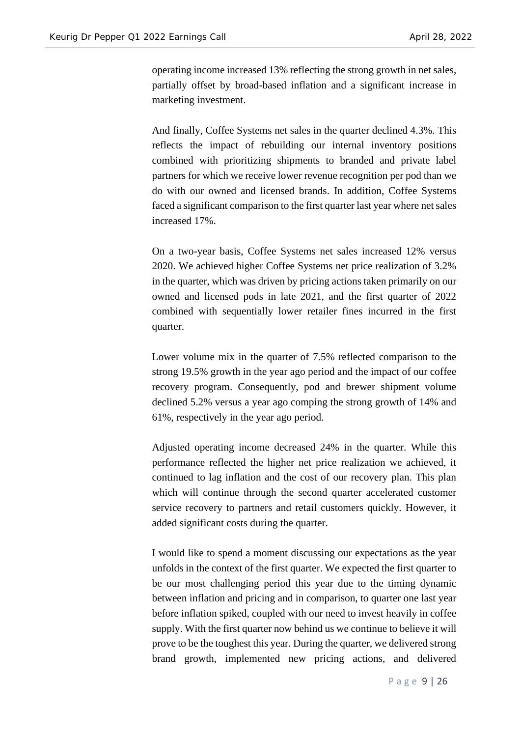operating income increased 13% reflecting the strong growth in net sales, partially offset by broad-based inflation and a significant increase in marketing investment.

And finally, Coffee Systems net sales in the quarter declined 4.3%. This reflects the impact of rebuilding our internal inventory positions combined with prioritizing shipments to branded and private label partners for which we receive lower revenue recognition per pod than we do with our owned and licensed brands. In addition, Coffee Systems faced a significant comparison to the first quarter last year where net sales increased 17%.

On a two-year basis, Coffee Systems net sales increased 12% versus 2020. We achieved higher Coffee Systems net price realization of 3.2% in the quarter, which was driven by pricing actions taken primarily on our owned and licensed pods in late 2021, and the first quarter of 2022 combined with sequentially lower retailer fines incurred in the first quarter.

Lower volume mix in the quarter of 7.5% reflected comparison to the strong 19.5% growth in the year ago period and the impact of our coffee recovery program. Consequently, pod and brewer shipment volume declined 5.2% versus a year ago comping the strong growth of 14% and 61%, respectively in the year ago period.

Adjusted operating income decreased 24% in the quarter. While this performance reflected the higher net price realization we achieved, it continued to lag inflation and the cost of our recovery plan. This plan which will continue through the second quarter accelerated customer service recovery to partners and retail customers quickly. However, it added significant costs during the quarter.

I would like to spend a moment discussing our expectations as the year unfolds in the context of the first quarter. We expected the first quarter to be our most challenging period this year due to the timing dynamic between inflation and pricing and in comparison, to quarter one last year before inflation spiked, coupled with our need to invest heavily in coffee supply. With the first quarter now behind us we continue to believe it will prove to be the toughest this year. During the quarter, we delivered strong brand growth, implemented new pricing actions, and delivered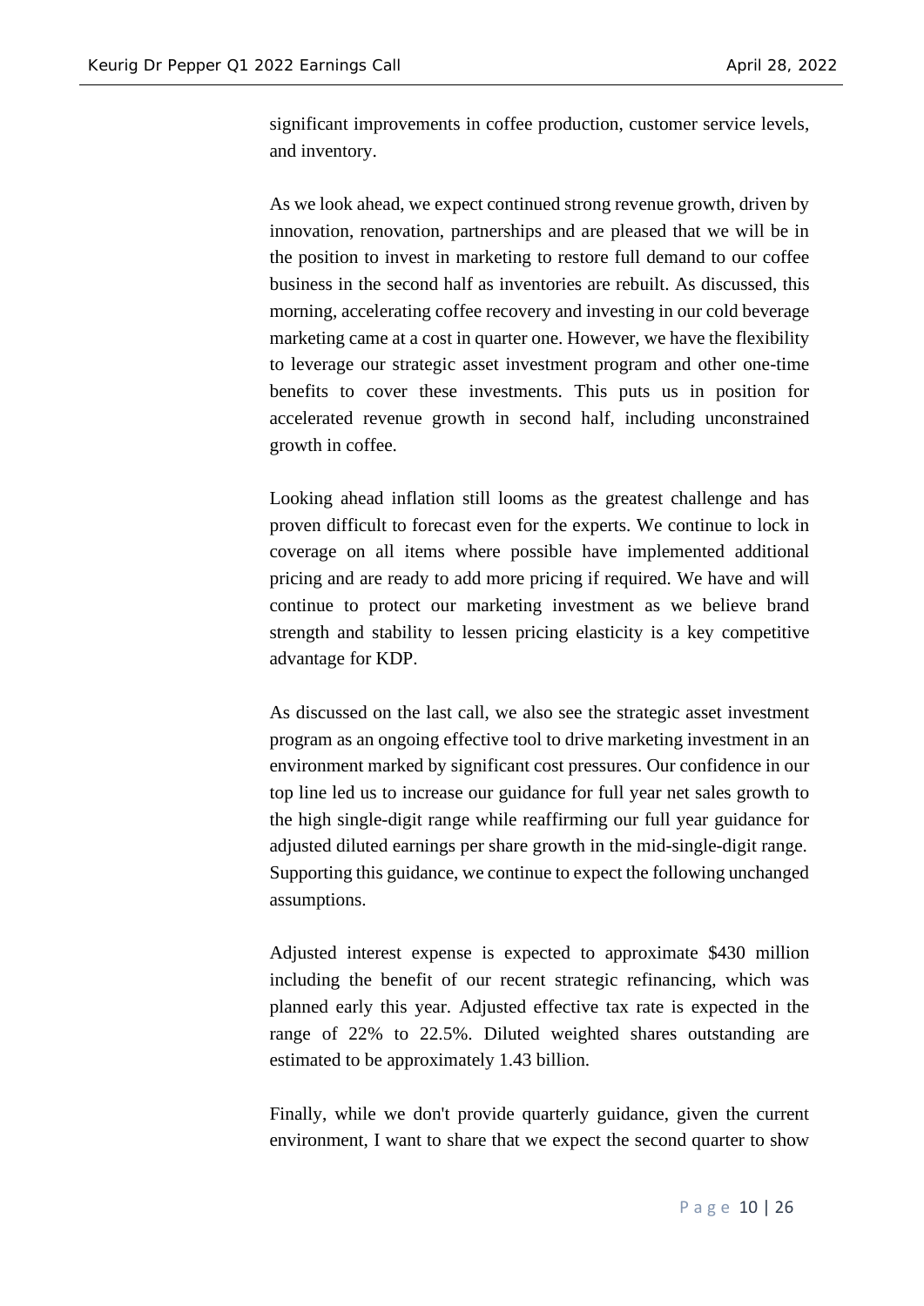significant improvements in coffee production, customer service levels, and inventory.

As we look ahead, we expect continued strong revenue growth, driven by innovation, renovation, partnerships and are pleased that we will be in the position to invest in marketing to restore full demand to our coffee business in the second half as inventories are rebuilt. As discussed, this morning, accelerating coffee recovery and investing in our cold beverage marketing came at a cost in quarter one. However, we have the flexibility to leverage our strategic asset investment program and other one-time benefits to cover these investments. This puts us in position for accelerated revenue growth in second half, including unconstrained growth in coffee.

Looking ahead inflation still looms as the greatest challenge and has proven difficult to forecast even for the experts. We continue to lock in coverage on all items where possible have implemented additional pricing and are ready to add more pricing if required. We have and will continue to protect our marketing investment as we believe brand strength and stability to lessen pricing elasticity is a key competitive advantage for KDP.

As discussed on the last call, we also see the strategic asset investment program as an ongoing effective tool to drive marketing investment in an environment marked by significant cost pressures. Our confidence in our top line led us to increase our guidance for full year net sales growth to the high single-digit range while reaffirming our full year guidance for adjusted diluted earnings per share growth in the mid-single-digit range. Supporting this guidance, we continue to expect the following unchanged assumptions.

Adjusted interest expense is expected to approximate $430 million including the benefit of our recent strategic refinancing, which was planned early this year. Adjusted effective tax rate is expected in the range of 22% to 22.5%. Diluted weighted shares outstanding are estimated to be approximately 1.43 billion.

Finally, while we don't provide quarterly guidance, given the current environment, I want to share that we expect the second quarter to show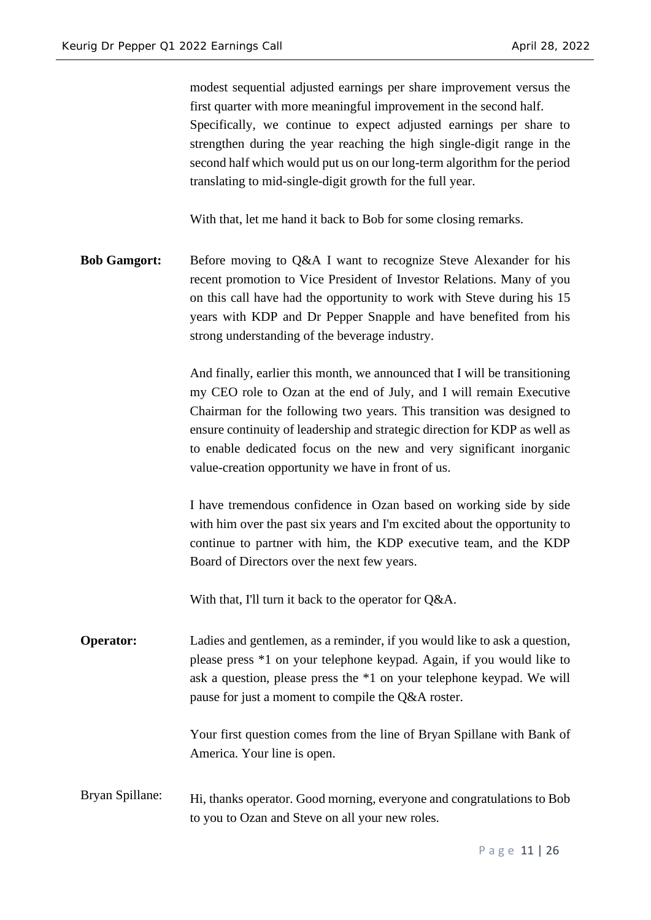modest sequential adjusted earnings per share improvement versus the first quarter with more meaningful improvement in the second half. Specifically, we continue to expect adjusted earnings per share to strengthen during the year reaching the high single-digit range in the second half which would put us on our long-term algorithm for the period translating to mid-single-digit growth for the full year.

With that, let me hand it back to Bob for some closing remarks.

**Bob Gamgort:** Before moving to Q&A I want to recognize Steve Alexander for his recent promotion to Vice President of Investor Relations. Many of you on this call have had the opportunity to work with Steve during his 15 years with KDP and Dr Pepper Snapple and have benefited from his strong understanding of the beverage industry.

And finally, earlier this month, we announced that I will be transitioning my CEO role to Ozan at the end of July, and I will remain Executive Chairman for the following two years. This transition was designed to ensure continuity of leadership and strategic direction for KDP as well as to enable dedicated focus on the new and very significant inorganic value-creation opportunity we have in front of us.

I have tremendous confidence in Ozan based on working side by side with him over the past six years and I'm excited about the opportunity to continue to partner with him, the KDP executive team, and the KDP Board of Directors over the next few years.

With that, I'll turn it back to the operator for Q&A.

**Operator:** Ladies and gentlemen, as a reminder, if you would like to ask a question, please press *1 on your telephone keypad. Again, if you would like to ask a question, please press the *1 on your telephone keypad. We will pause for just a moment to compile the Q&A roster.

Your first question comes from the line of Bryan Spillane with Bank of America. Your line is open.

Bryan Spillane: Hi, thanks operator. Good morning, everyone and congratulations to Bob to you to Ozan and Steve on all your new roles.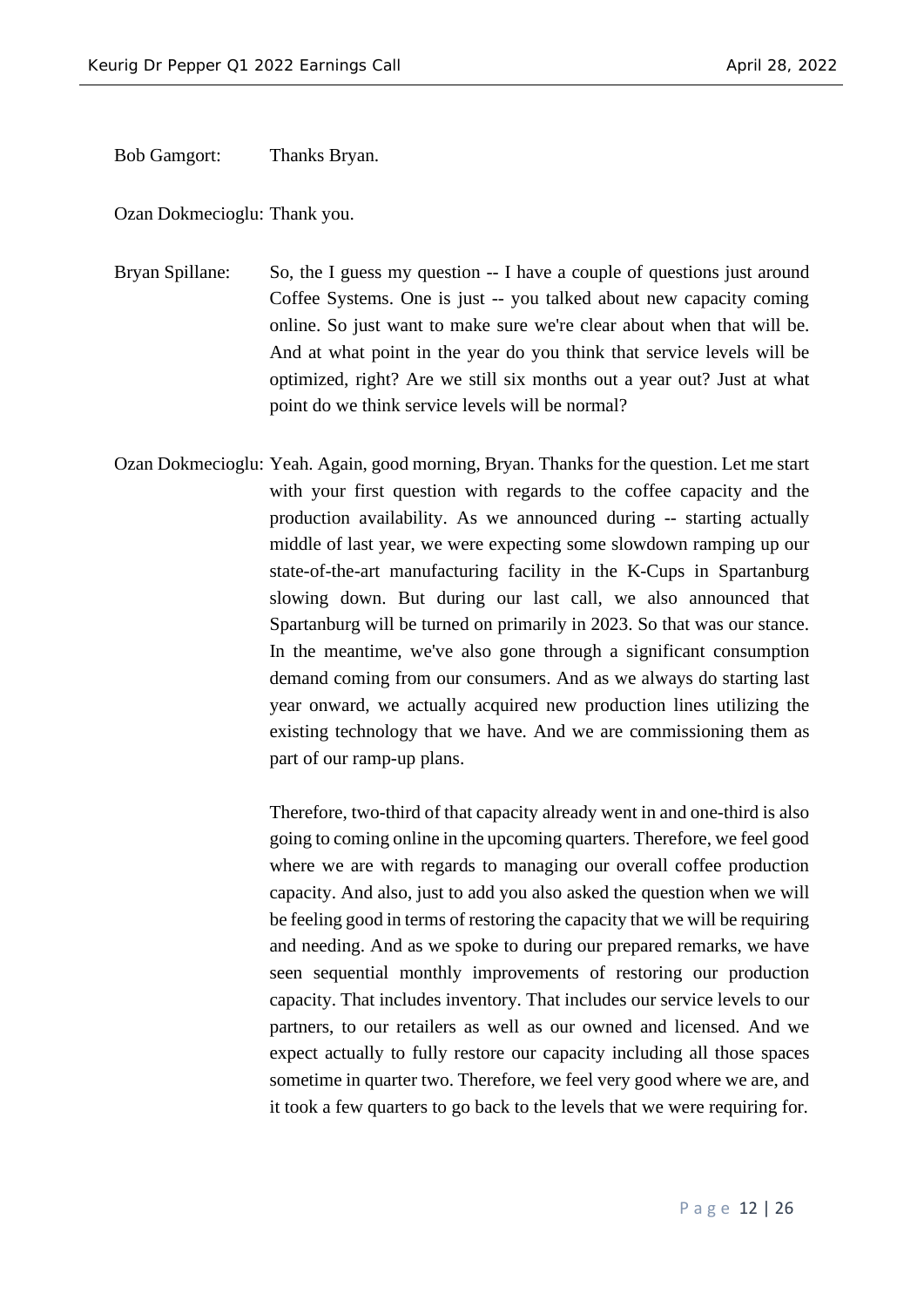Bob Gamgort: Thanks Bryan.

Ozan Dokmecioglu: Thank you.

Bryan Spillane: So, the I guess my question -- I have a couple of questions just around Coffee Systems. One is just -- you talked about new capacity coming online. So just want to make sure we're clear about when that will be. And at what point in the year do you think that service levels will be optimized, right? Are we still six months out a year out? Just at what point do we think service levels will be normal?

Ozan Dokmecioglu: Yeah. Again, good morning, Bryan. Thanks for the question. Let me start with your first question with regards to the coffee capacity and the production availability. As we announced during -- starting actually middle of last year, we were expecting some slowdown ramping up our state-of-the-art manufacturing facility in the K-Cups in Spartanburg slowing down. But during our last call, we also announced that Spartanburg will be turned on primarily in 2023. So that was our stance. In the meantime, we've also gone through a significant consumption demand coming from our consumers. And as we always do starting last year onward, we actually acquired new production lines utilizing the existing technology that we have. And we are commissioning them as part of our ramp-up plans.

Therefore, two-third of that capacity already went in and one-third is also going to coming online in the upcoming quarters. Therefore, we feel good where we are with regards to managing our overall coffee production capacity. And also, just to add you also asked the question when we will be feeling good in terms of restoring the capacity that we will be requiring and needing. And as we spoke to during our prepared remarks, we have seen sequential monthly improvements of restoring our production capacity. That includes inventory. That includes our service levels to our partners, to our retailers as well as our owned and licensed. And we expect actually to fully restore our capacity including all those spaces sometime in quarter two. Therefore, we feel very good where we are, and it took a few quarters to go back to the levels that we were requiring for.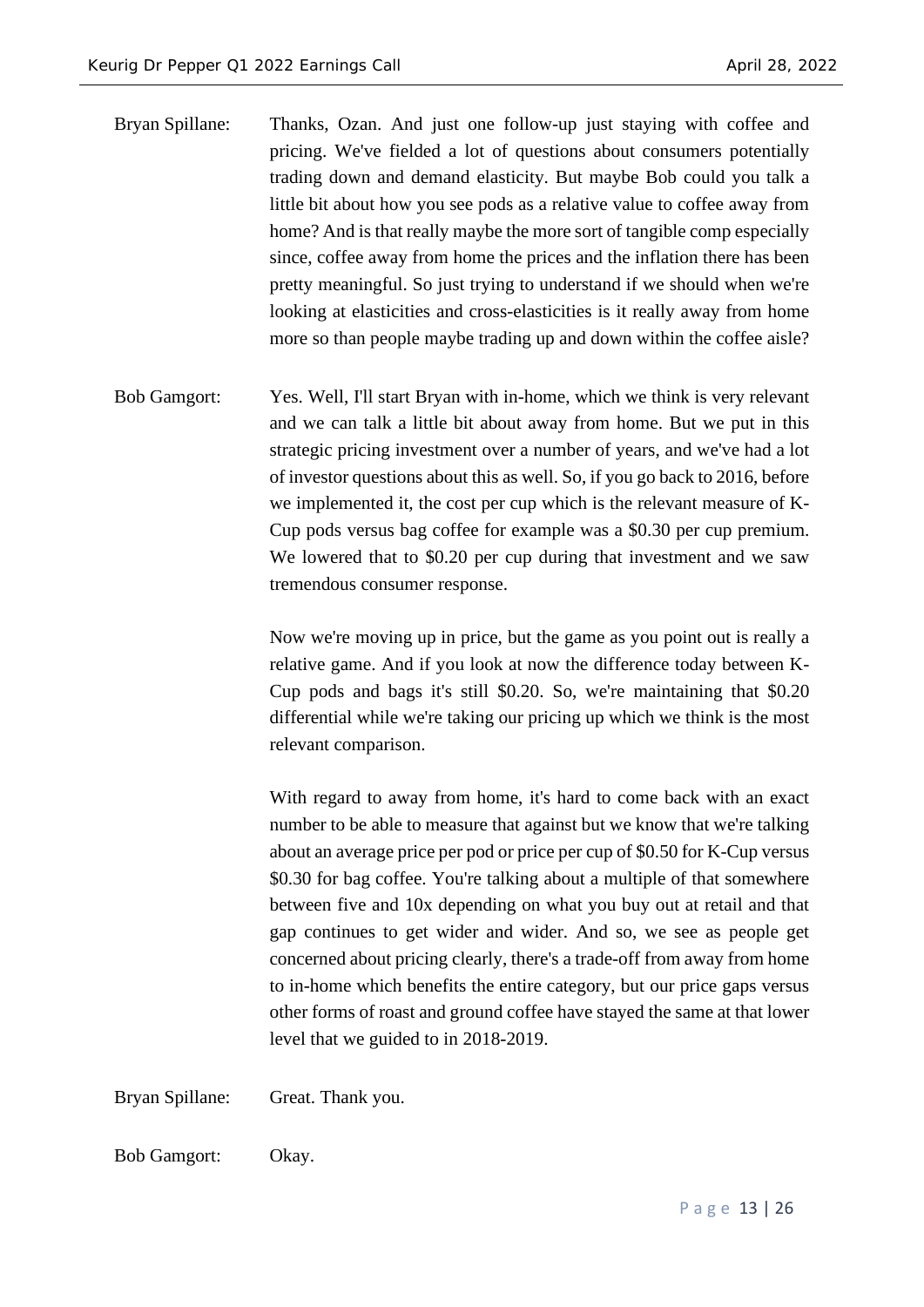**Bryan Spillane:** Thanks, Ozan. And just one follow-up just staying with coffee and pricing. We've fielded a lot of questions about consumers potentially trading down and demand elasticity. But maybe Bob could you talk a little bit about how you see pods as a relative value to coffee away from home? And is that really maybe the more sort of tangible comp especially since, coffee away from home the prices and the inflation there has been pretty meaningful. So just trying to understand if we should when we're looking at elasticities and cross-elasticities is it really away from home more so than people maybe trading up and down within the coffee aisle?

**Bob Gamgort:** Yes. Well, I'll start Bryan with in-home, which we think is very relevant and we can talk a little bit about away from home. But we put in this strategic pricing investment over a number of years, and we've had a lot of investor questions about this as well. So, if you go back to 2016, before we implemented it, the cost per cup which is the relevant measure of K-Cup pods versus bag coffee for example was a $0.30 per cup premium. We lowered that to $0.20 per cup during that investment and we saw tremendous consumer response.

Now we're moving up in price, but the game as you point out is really a relative game. And if you look at now the difference today between K-Cup pods and bags it's still $0.20. So, we're maintaining that $0.20 differential while we're taking our pricing up which we think is the most relevant comparison.

With regard to away from home, it's hard to come back with an exact number to be able to measure that against but we know that we're talking about an average price per pod or price per cup of $0.50 for K-Cup versus $0.30 for bag coffee. You're talking about a multiple of that somewhere between five and 10x depending on what you buy out at retail and that gap continues to get wider and wider. And so, we see as people get concerned about pricing clearly, there's a trade-off from away from home to in-home which benefits the entire category, but our price gaps versus other forms of roast and ground coffee have stayed the same at that lower level that we guided to in 2018-2019.

**Bryan Spillane:** Great. Thank you.

**Bob Gamgort:** Okay.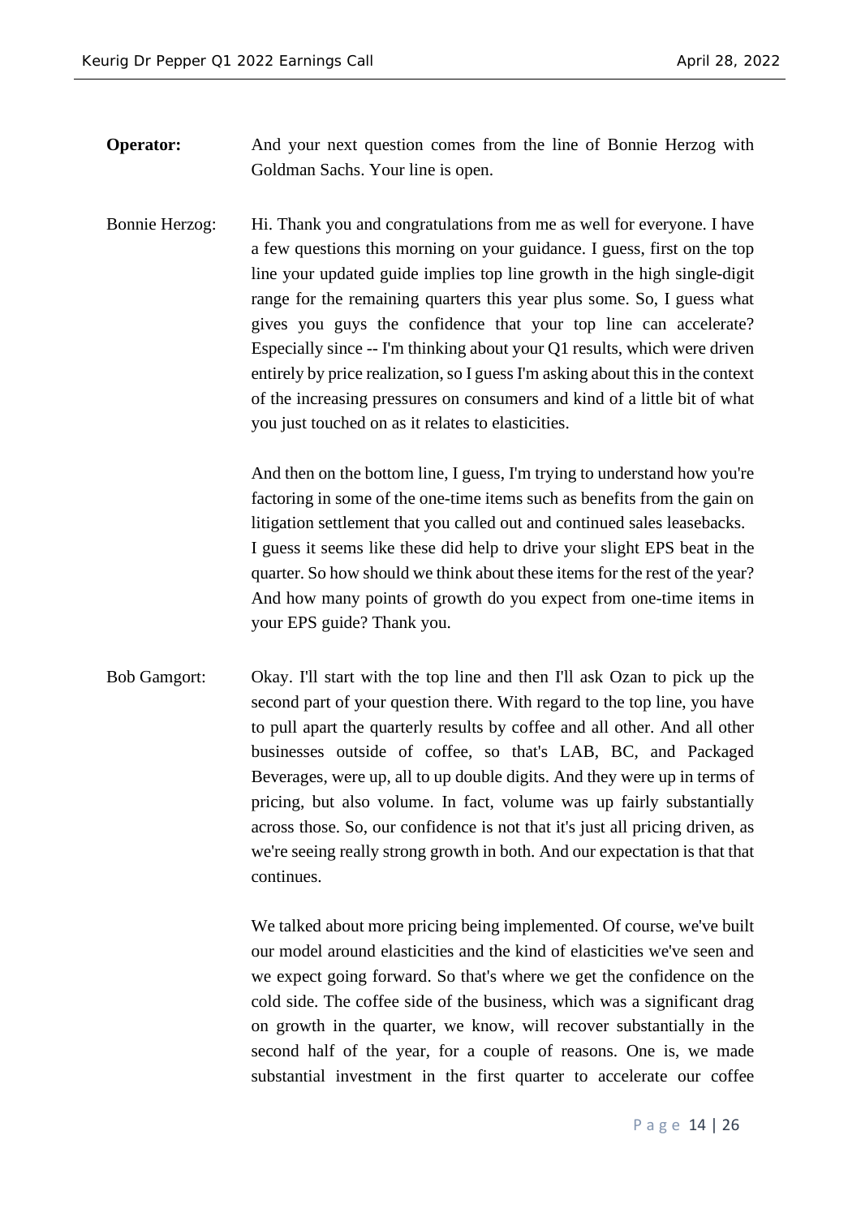**Operator:** And your next question comes from the line of Bonnie Herzog with Goldman Sachs. Your line is open.

Bonnie Herzog: Hi. Thank you and congratulations from me as well for everyone. I have a few questions this morning on your guidance. I guess, first on the top line your updated guide implies top line growth in the high single-digit range for the remaining quarters this year plus some. So, I guess what gives you guys the confidence that your top line can accelerate? Especially since -- I'm thinking about your Q1 results, which were driven entirely by price realization, so I guess I'm asking about this in the context of the increasing pressures on consumers and kind of a little bit of what you just touched on as it relates to elasticities.

And then on the bottom line, I guess, I'm trying to understand how you're factoring in some of the one-time items such as benefits from the gain on litigation settlement that you called out and continued sales leasebacks. I guess it seems like these did help to drive your slight EPS beat in the quarter. So how should we think about these items for the rest of the year? And how many points of growth do you expect from one-time items in your EPS guide? Thank you.

Bob Gamgort: Okay. I'll start with the top line and then I'll ask Ozan to pick up the second part of your question there. With regard to the top line, you have to pull apart the quarterly results by coffee and all other. And all other businesses outside of coffee, so that's LAB, BC, and Packaged Beverages, were up, all to up double digits. And they were up in terms of pricing, but also volume. In fact, volume was up fairly substantially across those. So, our confidence is not that it's just all pricing driven, as we're seeing really strong growth in both. And our expectation is that that continues.

We talked about more pricing being implemented. Of course, we've built our model around elasticities and the kind of elasticities we've seen and we expect going forward. So that's where we get the confidence on the cold side. The coffee side of the business, which was a significant drag on growth in the quarter, we know, will recover substantially in the second half of the year, for a couple of reasons. One is, we made substantial investment in the first quarter to accelerate our coffee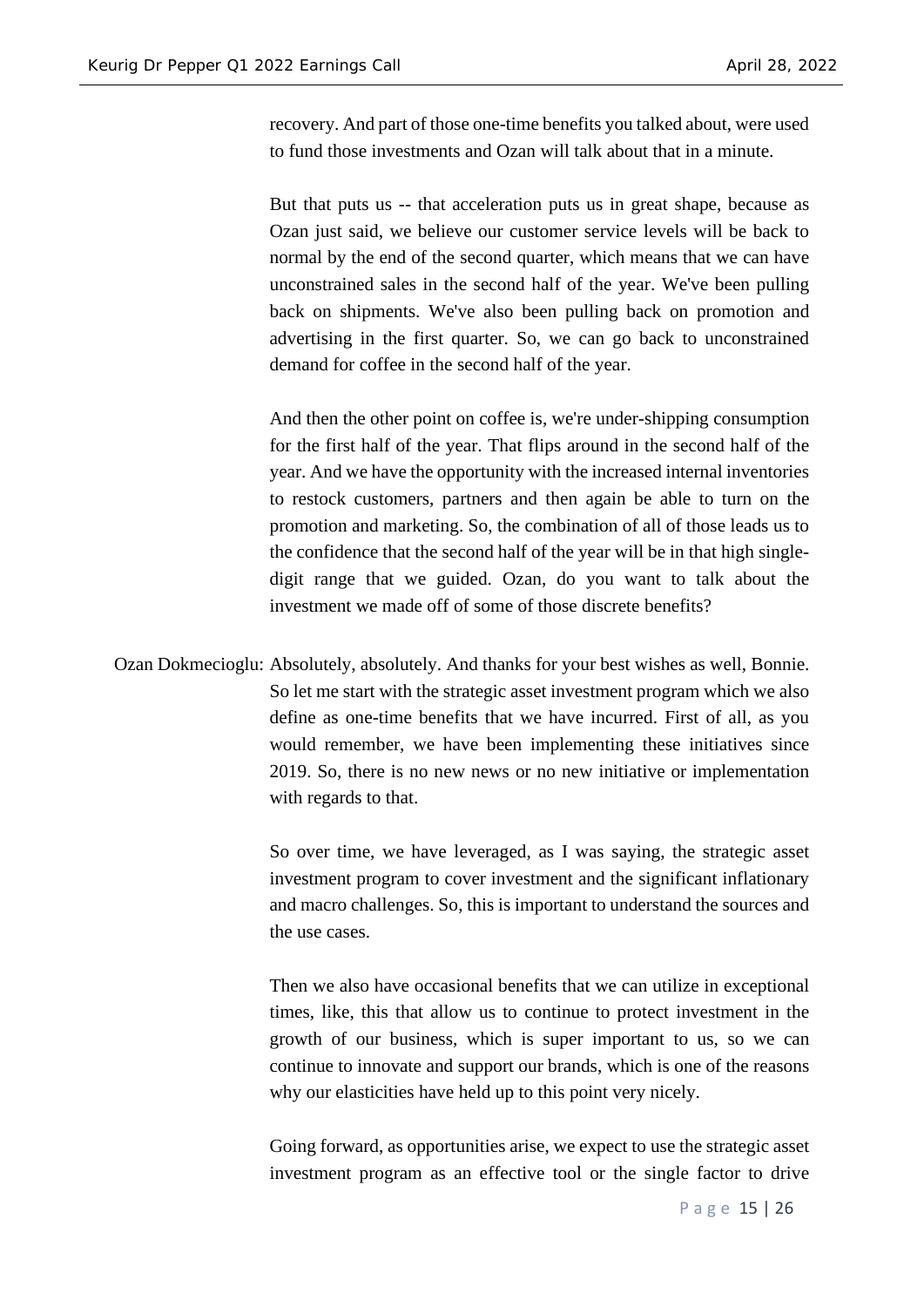recovery. And part of those one-time benefits you talked about, were used to fund those investments and Ozan will talk about that in a minute.

But that puts us -- that acceleration puts us in great shape, because as Ozan just said, we believe our customer service levels will be back to normal by the end of the second quarter, which means that we can have unconstrained sales in the second half of the year. We've been pulling back on shipments. We've also been pulling back on promotion and advertising in the first quarter. So, we can go back to unconstrained demand for coffee in the second half of the year.

And then the other point on coffee is, we're under-shipping consumption for the first half of the year. That flips around in the second half of the year. And we have the opportunity with the increased internal inventories to restock customers, partners and then again be able to turn on the promotion and marketing. So, the combination of all of those leads us to the confidence that the second half of the year will be in that high single-digit range that we guided. Ozan, do you want to talk about the investment we made off of some of those discrete benefits?

Ozan Dokmecioglu: Absolutely, absolutely. And thanks for your best wishes as well, Bonnie. So let me start with the strategic asset investment program which we also define as one-time benefits that we have incurred. First of all, as you would remember, we have been implementing these initiatives since 2019. So, there is no new news or no new initiative or implementation with regards to that.

So over time, we have leveraged, as I was saying, the strategic asset investment program to cover investment and the significant inflationary and macro challenges. So, this is important to understand the sources and the use cases.

Then we also have occasional benefits that we can utilize in exceptional times, like, this that allow us to continue to protect investment in the growth of our business, which is super important to us, so we can continue to innovate and support our brands, which is one of the reasons why our elasticities have held up to this point very nicely.

Going forward, as opportunities arise, we expect to use the strategic asset investment program as an effective tool or the single factor to drive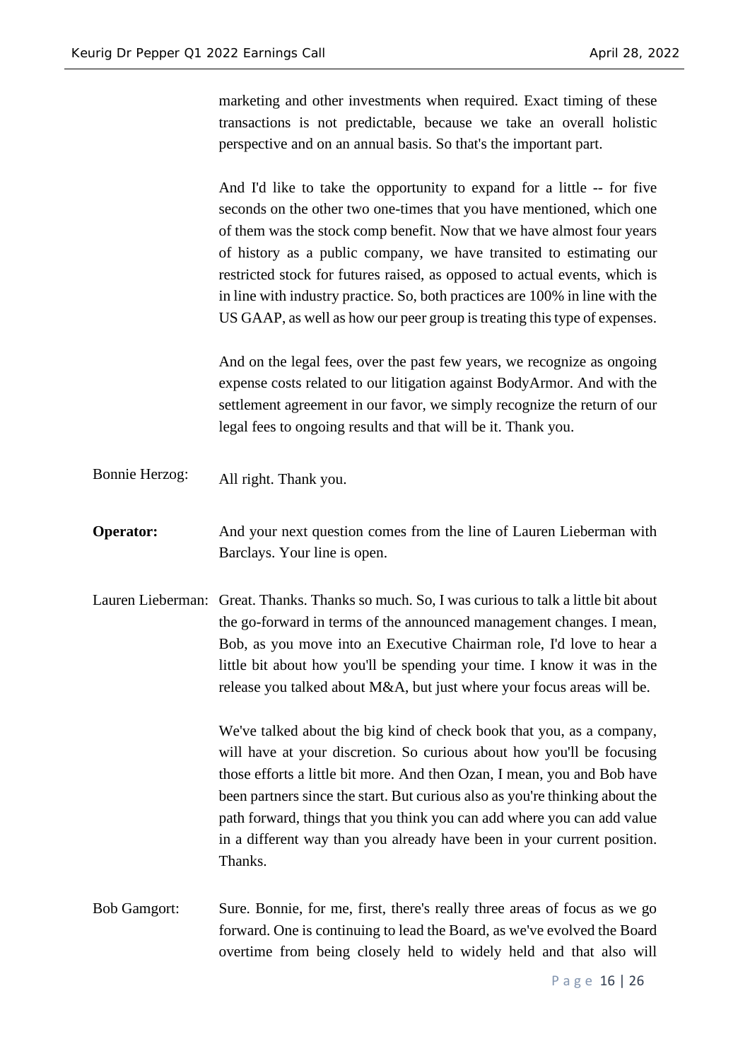marketing and other investments when required. Exact timing of these transactions is not predictable, because we take an overall holistic perspective and on an annual basis. So that's the important part.

And I'd like to take the opportunity to expand for a little -- for five seconds on the other two one-times that you have mentioned, which one of them was the stock comp benefit. Now that we have almost four years of history as a public company, we have transited to estimating our restricted stock for futures raised, as opposed to actual events, which is in line with industry practice. So, both practices are 100% in line with the US GAAP, as well as how our peer group is treating this type of expenses.

And on the legal fees, over the past few years, we recognize as ongoing expense costs related to our litigation against BodyArmor. And with the settlement agreement in our favor, we simply recognize the return of our legal fees to ongoing results and that will be it. Thank you.

Bonnie Herzog: All right. Thank you.

**Operator:** And your next question comes from the line of Lauren Lieberman with Barclays. Your line is open.

Lauren Lieberman: Great. Thanks. Thanks so much. So, I was curious to talk a little bit about the go-forward in terms of the announced management changes. I mean, Bob, as you move into an Executive Chairman role, I'd love to hear a little bit about how you'll be spending your time. I know it was in the release you talked about M&A, but just where your focus areas will be.

We've talked about the big kind of check book that you, as a company, will have at your discretion. So curious about how you'll be focusing those efforts a little bit more. And then Ozan, I mean, you and Bob have been partners since the start. But curious also as you're thinking about the path forward, things that you think you can add where you can add value in a different way than you already have been in your current position. Thanks.

Bob Gamgort: Sure. Bonnie, for me, first, there's really three areas of focus as we go forward. One is continuing to lead the Board, as we've evolved the Board overtime from being closely held to widely held and that also will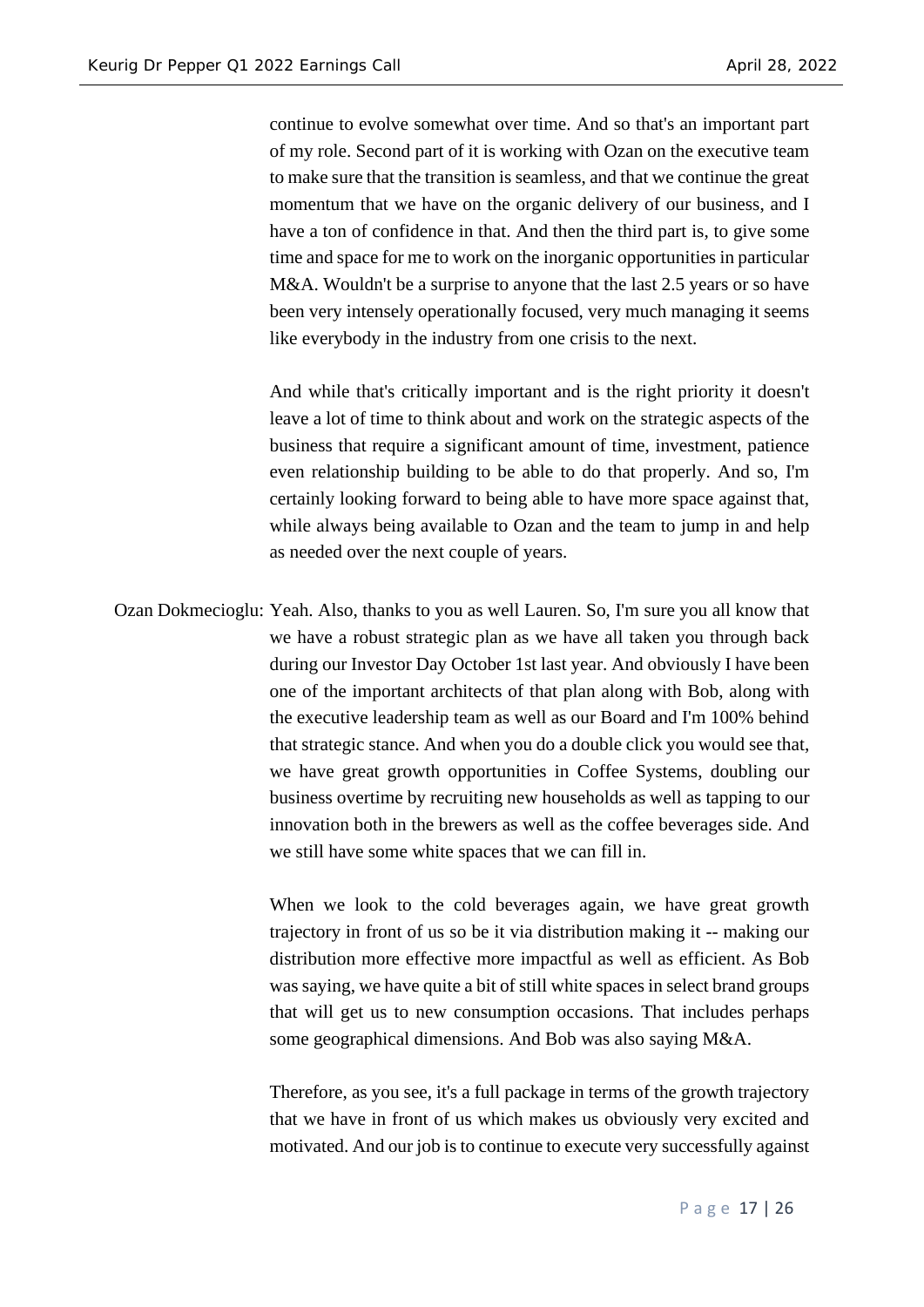continue to evolve somewhat over time. And so that's an important part of my role. Second part of it is working with Ozan on the executive team to make sure that the transition is seamless, and that we continue the great momentum that we have on the organic delivery of our business, and I have a ton of confidence in that. And then the third part is, to give some time and space for me to work on the inorganic opportunities in particular M&A. Wouldn't be a surprise to anyone that the last 2.5 years or so have been very intensely operationally focused, very much managing it seems like everybody in the industry from one crisis to the next.

And while that's critically important and is the right priority it doesn't leave a lot of time to think about and work on the strategic aspects of the business that require a significant amount of time, investment, patience even relationship building to be able to do that properly. And so, I'm certainly looking forward to being able to have more space against that, while always being available to Ozan and the team to jump in and help as needed over the next couple of years.

Ozan Dokmecioglu: Yeah. Also, thanks to you as well Lauren. So, I'm sure you all know that we have a robust strategic plan as we have all taken you through back during our Investor Day October 1st last year. And obviously I have been one of the important architects of that plan along with Bob, along with the executive leadership team as well as our Board and I'm 100% behind that strategic stance. And when you do a double click you would see that, we have great growth opportunities in Coffee Systems, doubling our business overtime by recruiting new households as well as tapping to our innovation both in the brewers as well as the coffee beverages side. And we still have some white spaces that we can fill in.

When we look to the cold beverages again, we have great growth trajectory in front of us so be it via distribution making it -- making our distribution more effective more impactful as well as efficient. As Bob was saying, we have quite a bit of still white spaces in select brand groups that will get us to new consumption occasions. That includes perhaps some geographical dimensions. And Bob was also saying M&A.

Therefore, as you see, it's a full package in terms of the growth trajectory that we have in front of us which makes us obviously very excited and motivated. And our job is to continue to execute very successfully against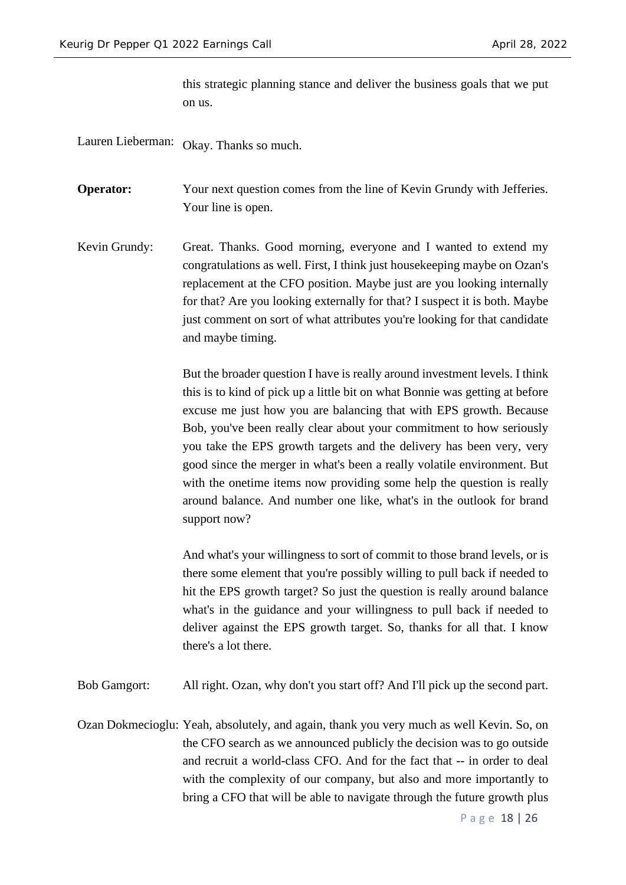this strategic planning stance and deliver the business goals that we put on us.

Lauren Lieberman: Okay. Thanks so much.

**Operator:** Your next question comes from the line of Kevin Grundy with Jefferies. Your line is open.

Kevin Grundy: Great. Thanks. Good morning, everyone and I wanted to extend my congratulations as well. First, I think just housekeeping maybe on Ozan's replacement at the CFO position. Maybe just are you looking internally for that? Are you looking externally for that? I suspect it is both. Maybe just comment on sort of what attributes you're looking for that candidate and maybe timing.

But the broader question I have is really around investment levels. I think this is to kind of pick up a little bit on what Bonnie was getting at before excuse me just how you are balancing that with EPS growth. Because Bob, you've been really clear about your commitment to how seriously you take the EPS growth targets and the delivery has been very, very good since the merger in what's been a really volatile environment. But with the onetime items now providing some help the question is really around balance. And number one like, what's in the outlook for brand support now?

And what's your willingness to sort of commit to those brand levels, or is there some element that you're possibly willing to pull back if needed to hit the EPS growth target? So just the question is really around balance what's in the guidance and your willingness to pull back if needed to deliver against the EPS growth target. So, thanks for all that. I know there's a lot there.

Bob Gamgort: All right. Ozan, why don't you start off? And I'll pick up the second part.

Ozan Dokmecioglu: Yeah, absolutely, and again, thank you very much as well Kevin. So, on the CFO search as we announced publicly the decision was to go outside and recruit a world-class CFO. And for the fact that -- in order to deal with the complexity of our company, but also and more importantly to bring a CFO that will be able to navigate through the future growth plus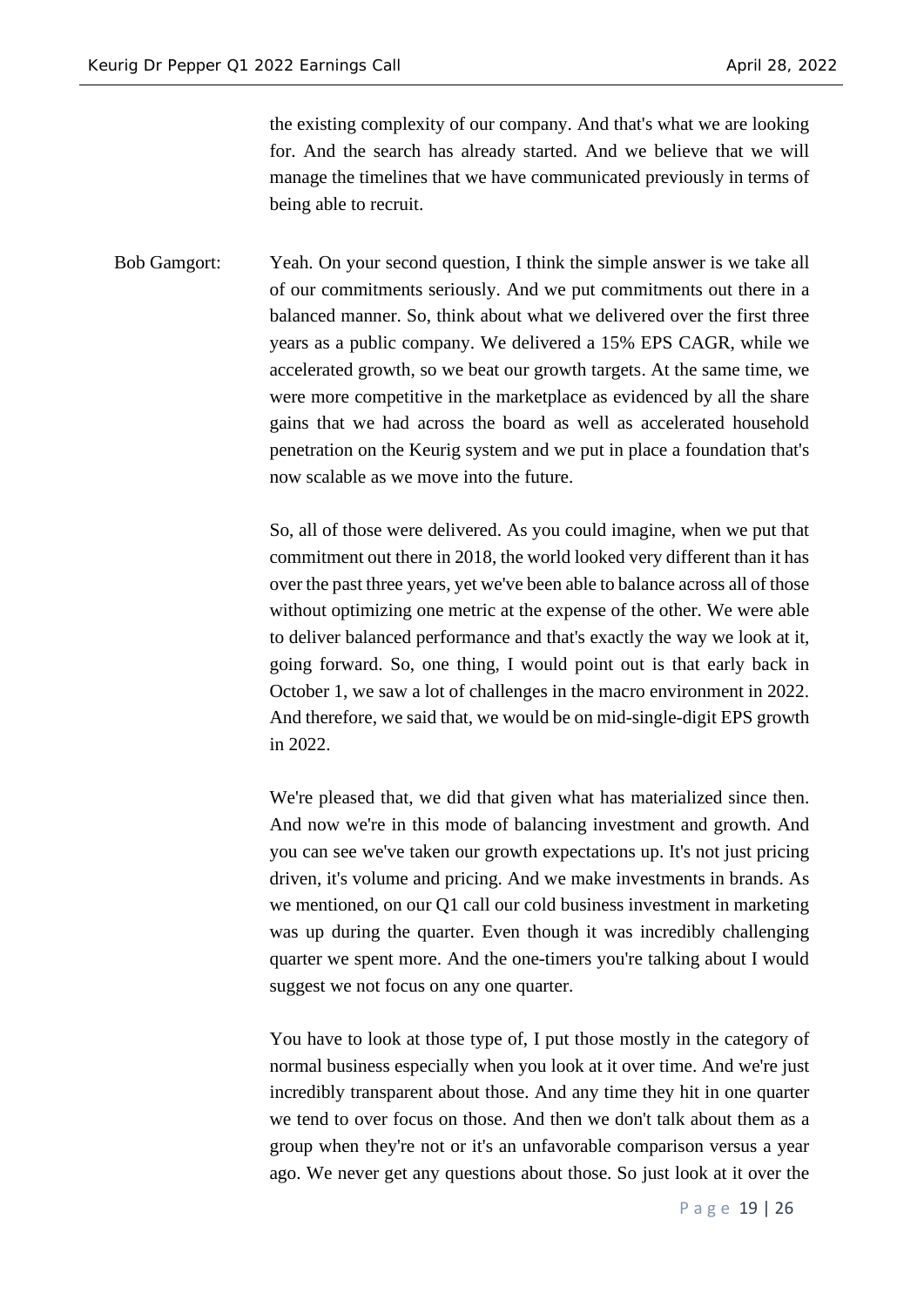the existing complexity of our company. And that's what we are looking for. And the search has already started. And we believe that we will manage the timelines that we have communicated previously in terms of being able to recruit.

Bob Gamgort: Yeah. On your second question, I think the simple answer is we take all of our commitments seriously. And we put commitments out there in a balanced manner. So, think about what we delivered over the first three years as a public company. We delivered a 15% EPS CAGR, while we accelerated growth, so we beat our growth targets. At the same time, we were more competitive in the marketplace as evidenced by all the share gains that we had across the board as well as accelerated household penetration on the Keurig system and we put in place a foundation that's now scalable as we move into the future.

So, all of those were delivered. As you could imagine, when we put that commitment out there in 2018, the world looked very different than it has over the past three years, yet we've been able to balance across all of those without optimizing one metric at the expense of the other. We were able to deliver balanced performance and that's exactly the way we look at it, going forward. So, one thing, I would point out is that early back in October 1, we saw a lot of challenges in the macro environment in 2022. And therefore, we said that, we would be on mid-single-digit EPS growth in 2022.

We're pleased that, we did that given what has materialized since then. And now we're in this mode of balancing investment and growth. And you can see we've taken our growth expectations up. It's not just pricing driven, it's volume and pricing. And we make investments in brands. As we mentioned, on our Q1 call our cold business investment in marketing was up during the quarter. Even though it was incredibly challenging quarter we spent more. And the one-timers you're talking about I would suggest we not focus on any one quarter.

You have to look at those type of, I put those mostly in the category of normal business especially when you look at it over time. And we're just incredibly transparent about those. And any time they hit in one quarter we tend to over focus on those. And then we don't talk about them as a group when they're not or it's an unfavorable comparison versus a year ago. We never get any questions about those. So just look at it over the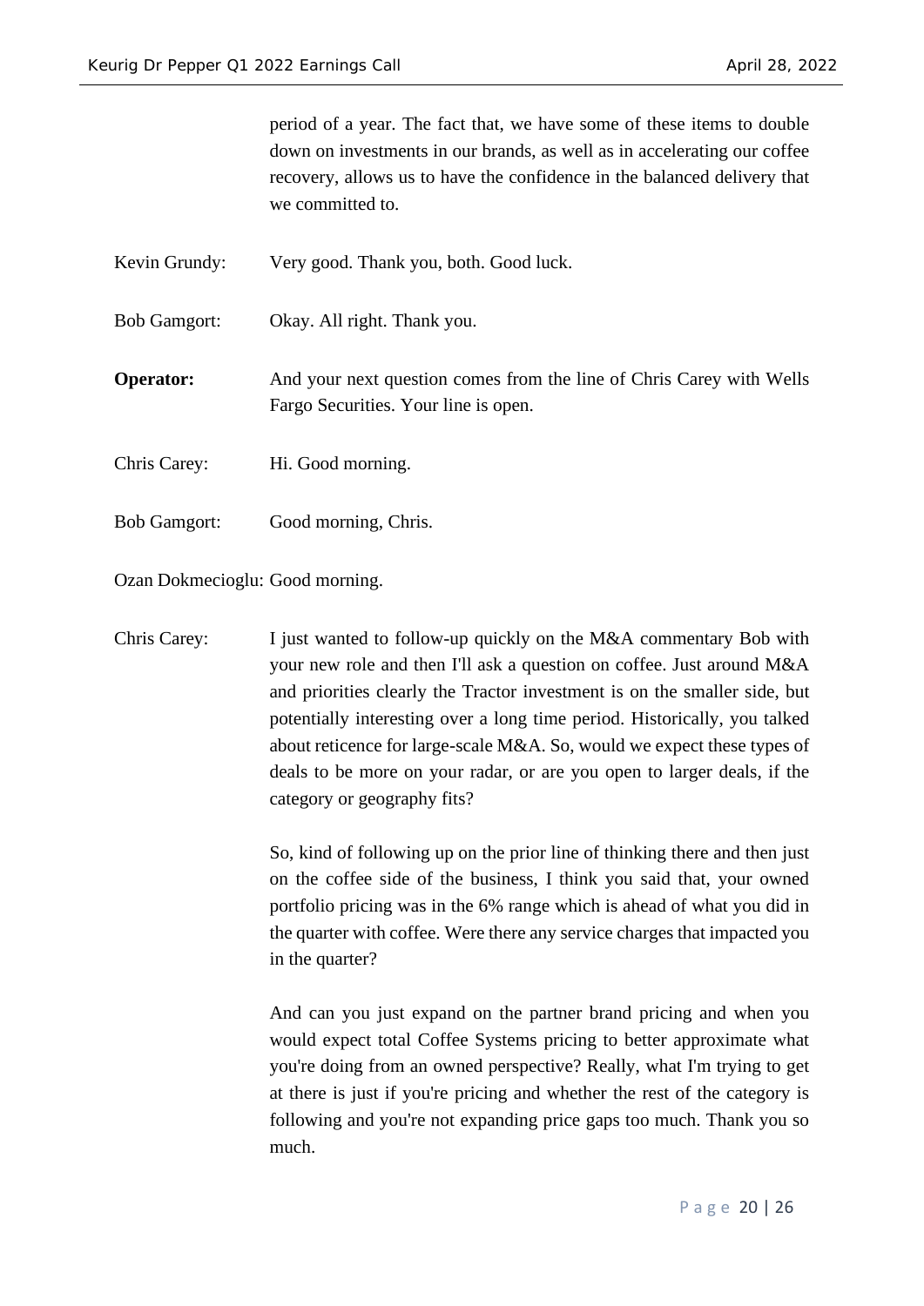period of a year. The fact that, we have some of these items to double down on investments in our brands, as well as in accelerating our coffee recovery, allows us to have the confidence in the balanced delivery that we committed to.

Kevin Grundy: Very good. Thank you, both. Good luck.

Bob Gamgort: Okay. All right. Thank you.

**Operator:** And your next question comes from the line of Chris Carey with Wells Fargo Securities. Your line is open.

Chris Carey: Hi. Good morning.

Bob Gamgort: Good morning, Chris.

Ozan Dokmecioglu: Good morning.

Chris Carey: I just wanted to follow-up quickly on the M&A commentary Bob with your new role and then I'll ask a question on coffee. Just around M&A and priorities clearly the Tractor investment is on the smaller side, but potentially interesting over a long time period. Historically, you talked about reticence for large-scale M&A. So, would we expect these types of deals to be more on your radar, or are you open to larger deals, if the category or geography fits?

So, kind of following up on the prior line of thinking there and then just on the coffee side of the business, I think you said that, your owned portfolio pricing was in the 6% range which is ahead of what you did in the quarter with coffee. Were there any service charges that impacted you in the quarter?

And can you just expand on the partner brand pricing and when you would expect total Coffee Systems pricing to better approximate what you're doing from an owned perspective? Really, what I'm trying to get at there is just if you're pricing and whether the rest of the category is following and you're not expanding price gaps too much. Thank you so much.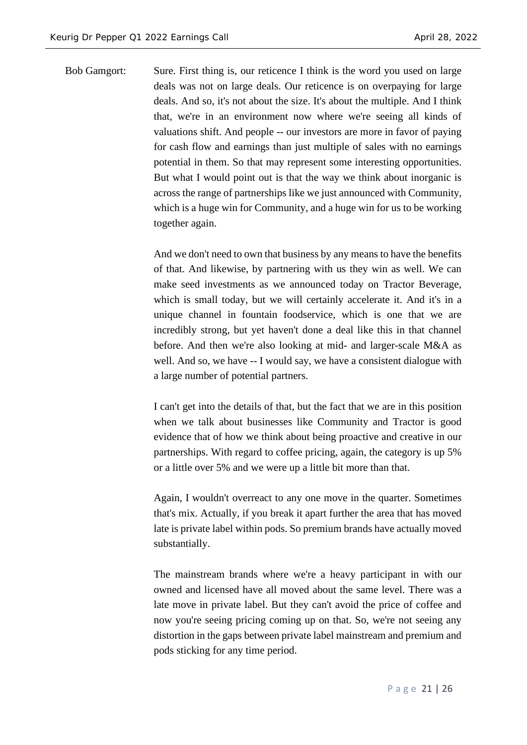Bob Gamgort: Sure. First thing is, our reticence I think is the word you used on large deals was not on large deals. Our reticence is on overpaying for large deals. And so, it's not about the size. It's about the multiple. And I think that, we're in an environment now where we're seeing all kinds of valuations shift. And people -- our investors are more in favor of paying for cash flow and earnings than just multiple of sales with no earnings potential in them. So that may represent some interesting opportunities. But what I would point out is that the way we think about inorganic is across the range of partnerships like we just announced with Community, which is a huge win for Community, and a huge win for us to be working together again.

And we don't need to own that business by any means to have the benefits of that. And likewise, by partnering with us they win as well. We can make seed investments as we announced today on Tractor Beverage, which is small today, but we will certainly accelerate it. And it's in a unique channel in fountain foodservice, which is one that we are incredibly strong, but yet haven't done a deal like this in that channel before. And then we're also looking at mid- and larger-scale M&A as well. And so, we have -- I would say, we have a consistent dialogue with a large number of potential partners.

I can't get into the details of that, but the fact that we are in this position when we talk about businesses like Community and Tractor is good evidence that of how we think about being proactive and creative in our partnerships. With regard to coffee pricing, again, the category is up 5% or a little over 5% and we were up a little bit more than that.

Again, I wouldn't overreact to any one move in the quarter. Sometimes that's mix. Actually, if you break it apart further the area that has moved late is private label within pods. So premium brands have actually moved substantially.

The mainstream brands where we're a heavy participant in with our owned and licensed have all moved about the same level. There was a late move in private label. But they can't avoid the price of coffee and now you're seeing pricing coming up on that. So, we're not seeing any distortion in the gaps between private label mainstream and premium and pods sticking for any time period.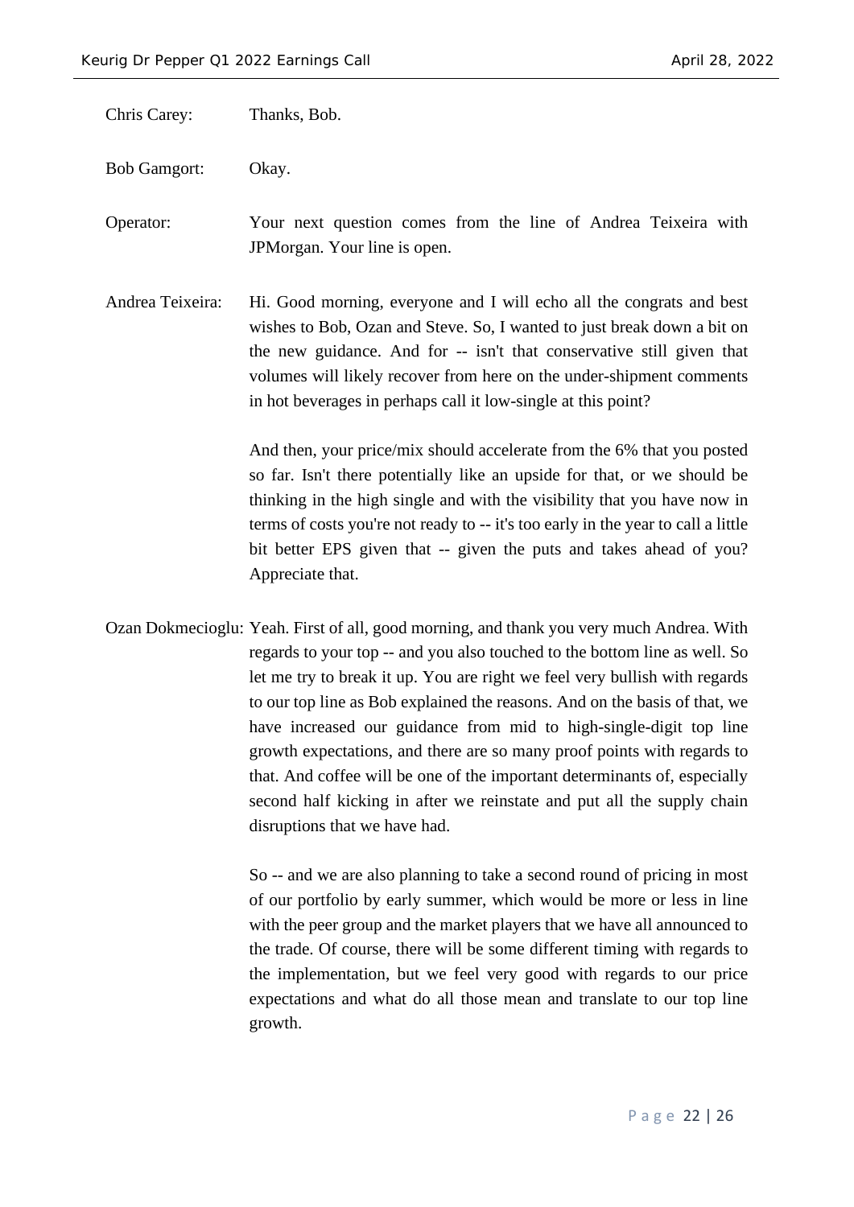Chris Carey: Thanks, Bob.

Bob Gamgort: Okay.

Operator: Your next question comes from the line of Andrea Teixeira with JPMorgan. Your line is open.

Andrea Teixeira: Hi. Good morning, everyone and I will echo all the congrats and best wishes to Bob, Ozan and Steve. So, I wanted to just break down a bit on the new guidance. And for -- isn't that conservative still given that volumes will likely recover from here on the under-shipment comments in hot beverages in perhaps call it low-single at this point?

And then, your price/mix should accelerate from the 6% that you posted so far. Isn't there potentially like an upside for that, or we should be thinking in the high single and with the visibility that you have now in terms of costs you're not ready to -- it's too early in the year to call a little bit better EPS given that -- given the puts and takes ahead of you? Appreciate that.

Ozan Dokmecioglu: Yeah. First of all, good morning, and thank you very much Andrea. With regards to your top -- and you also touched to the bottom line as well. So let me try to break it up. You are right we feel very bullish with regards to our top line as Bob explained the reasons. And on the basis of that, we have increased our guidance from mid to high-single-digit top line growth expectations, and there are so many proof points with regards to that. And coffee will be one of the important determinants of, especially second half kicking in after we reinstate and put all the supply chain disruptions that we have had.

So -- and we are also planning to take a second round of pricing in most of our portfolio by early summer, which would be more or less in line with the peer group and the market players that we have all announced to the trade. Of course, there will be some different timing with regards to the implementation, but we feel very good with regards to our price expectations and what do all those mean and translate to our top line growth.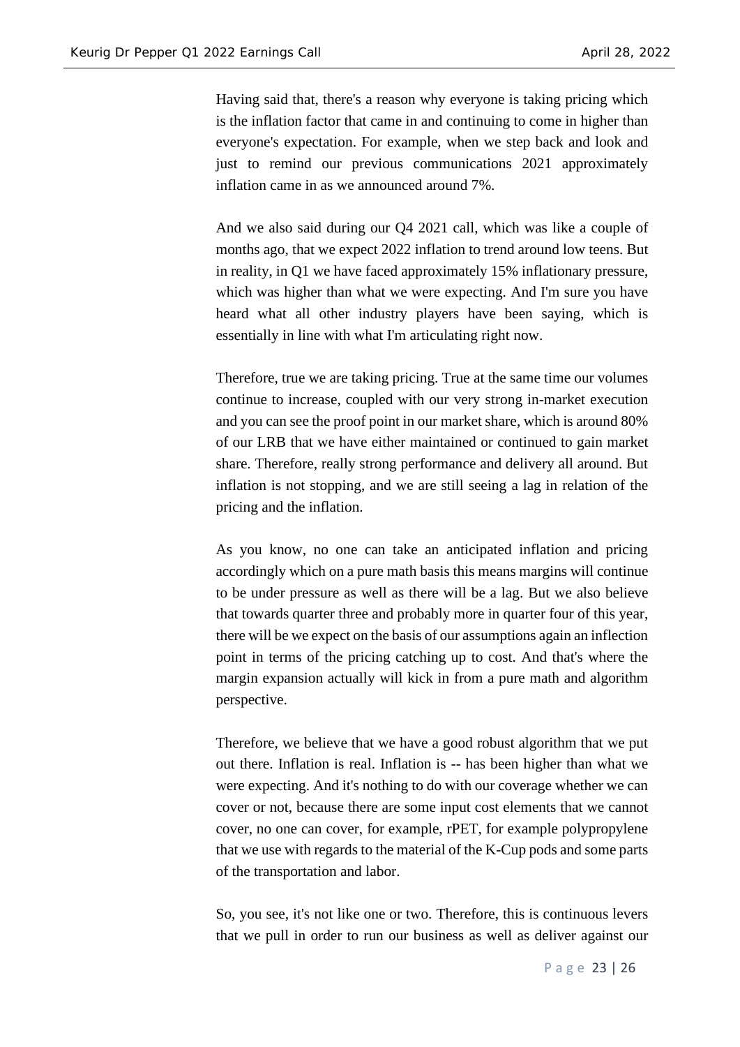Having said that, there's a reason why everyone is taking pricing which is the inflation factor that came in and continuing to come in higher than everyone's expectation. For example, when we step back and look and just to remind our previous communications 2021 approximately inflation came in as we announced around 7%.

And we also said during our Q4 2021 call, which was like a couple of months ago, that we expect 2022 inflation to trend around low teens. But in reality, in Q1 we have faced approximately 15% inflationary pressure, which was higher than what we were expecting. And I'm sure you have heard what all other industry players have been saying, which is essentially in line with what I'm articulating right now.

Therefore, true we are taking pricing. True at the same time our volumes continue to increase, coupled with our very strong in-market execution and you can see the proof point in our market share, which is around 80% of our LRB that we have either maintained or continued to gain market share. Therefore, really strong performance and delivery all around. But inflation is not stopping, and we are still seeing a lag in relation of the pricing and the inflation.

As you know, no one can take an anticipated inflation and pricing accordingly which on a pure math basis this means margins will continue to be under pressure as well as there will be a lag. But we also believe that towards quarter three and probably more in quarter four of this year, there will be we expect on the basis of our assumptions again an inflection point in terms of the pricing catching up to cost. And that's where the margin expansion actually will kick in from a pure math and algorithm perspective.

Therefore, we believe that we have a good robust algorithm that we put out there. Inflation is real. Inflation is -- has been higher than what we were expecting. And it's nothing to do with our coverage whether we can cover or not, because there are some input cost elements that we cannot cover, no one can cover, for example, rPET, for example polypropylene that we use with regards to the material of the K-Cup pods and some parts of the transportation and labor.

So, you see, it's not like one or two. Therefore, this is continuous levers that we pull in order to run our business as well as deliver against our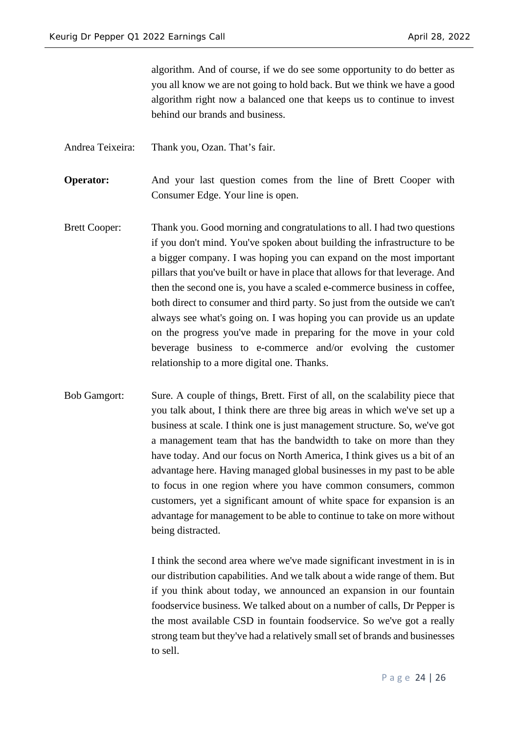algorithm. And of course, if we do see some opportunity to do better as you all know we are not going to hold back. But we think we have a good algorithm right now a balanced one that keeps us to continue to invest behind our brands and business.

Andrea Teixeira: Thank you, Ozan. That's fair.

**Operator:** And your last question comes from the line of Brett Cooper with Consumer Edge. Your line is open.

Brett Cooper: Thank you. Good morning and congratulations to all. I had two questions if you don't mind. You've spoken about building the infrastructure to be a bigger company. I was hoping you can expand on the most important pillars that you've built or have in place that allows for that leverage. And then the second one is, you have a scaled e-commerce business in coffee, both direct to consumer and third party. So just from the outside we can't always see what's going on. I was hoping you can provide us an update on the progress you've made in preparing for the move in your cold beverage business to e-commerce and/or evolving the customer relationship to a more digital one. Thanks.

Bob Gamgort: Sure. A couple of things, Brett. First of all, on the scalability piece that you talk about, I think there are three big areas in which we've set up a business at scale. I think one is just management structure. So, we've got a management team that has the bandwidth to take on more than they have today. And our focus on North America, I think gives us a bit of an advantage here. Having managed global businesses in my past to be able to focus in one region where you have common consumers, common customers, yet a significant amount of white space for expansion is an advantage for management to be able to continue to take on more without being distracted.

I think the second area where we've made significant investment in is in our distribution capabilities. And we talk about a wide range of them. But if you think about today, we announced an expansion in our fountain foodservice business. We talked about on a number of calls, Dr Pepper is the most available CSD in fountain foodservice. So we've got a really strong team but they've had a relatively small set of brands and businesses to sell.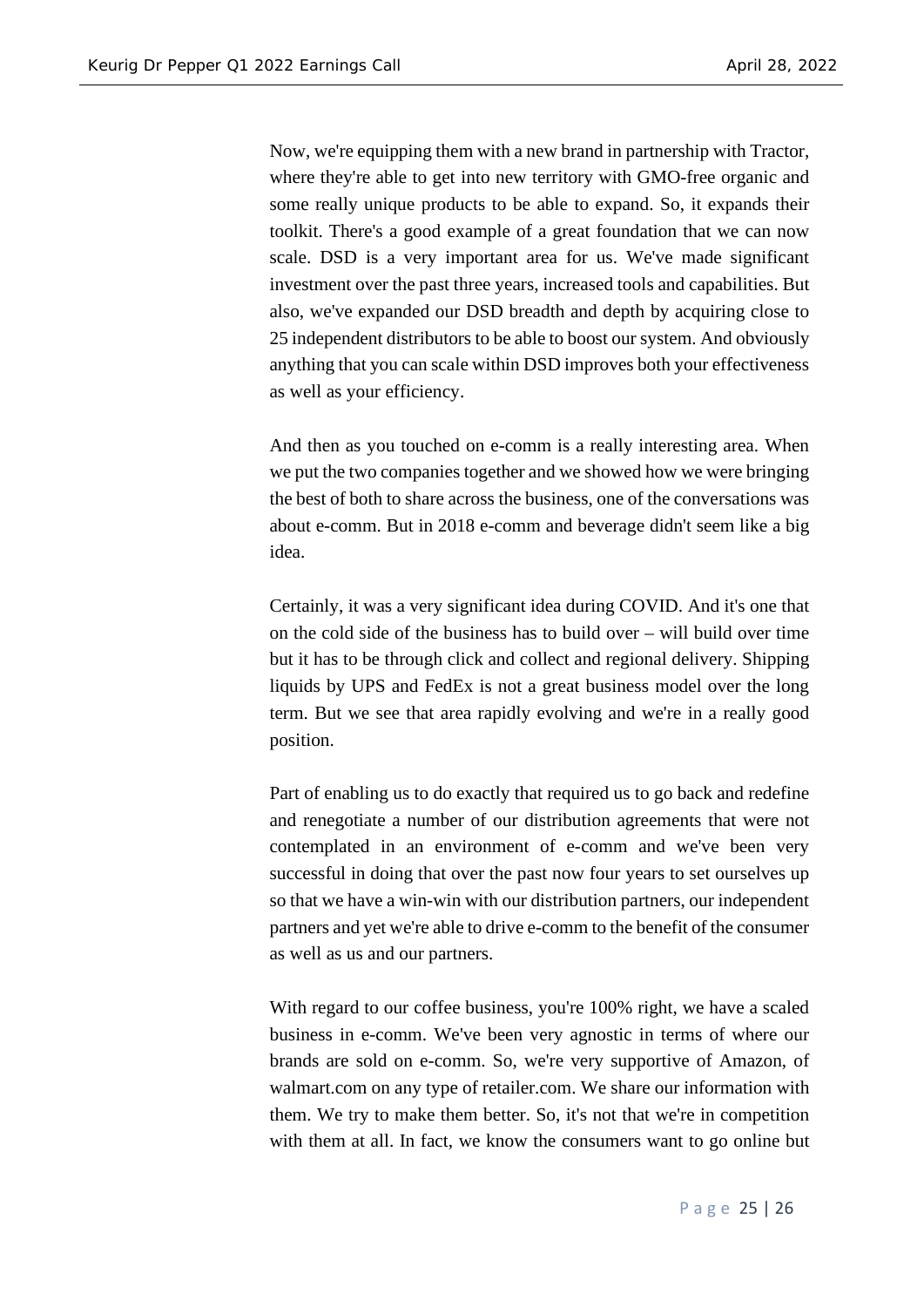Now, we're equipping them with a new brand in partnership with Tractor, where they're able to get into new territory with GMO-free organic and some really unique products to be able to expand. So, it expands their toolkit. There's a good example of a great foundation that we can now scale. DSD is a very important area for us. We've made significant investment over the past three years, increased tools and capabilities. But also, we've expanded our DSD breadth and depth by acquiring close to 25 independent distributors to be able to boost our system. And obviously anything that you can scale within DSD improves both your effectiveness as well as your efficiency.

And then as you touched on e-comm is a really interesting area. When we put the two companies together and we showed how we were bringing the best of both to share across the business, one of the conversations was about e-comm. But in 2018 e-comm and beverage didn't seem like a big idea.

Certainly, it was a very significant idea during COVID. And it's one that on the cold side of the business has to build over – will build over time but it has to be through click and collect and regional delivery. Shipping liquids by UPS and FedEx is not a great business model over the long term. But we see that area rapidly evolving and we're in a really good position.

Part of enabling us to do exactly that required us to go back and redefine and renegotiate a number of our distribution agreements that were not contemplated in an environment of e-comm and we've been very successful in doing that over the past now four years to set ourselves up so that we have a win-win with our distribution partners, our independent partners and yet we're able to drive e-comm to the benefit of the consumer as well as us and our partners.

With regard to our coffee business, you're 100% right, we have a scaled business in e-comm. We've been very agnostic in terms of where our brands are sold on e-comm. So, we're very supportive of Amazon, of walmart.com on any type of retailer.com. We share our information with them. We try to make them better. So, it's not that we're in competition with them at all. In fact, we know the consumers want to go online but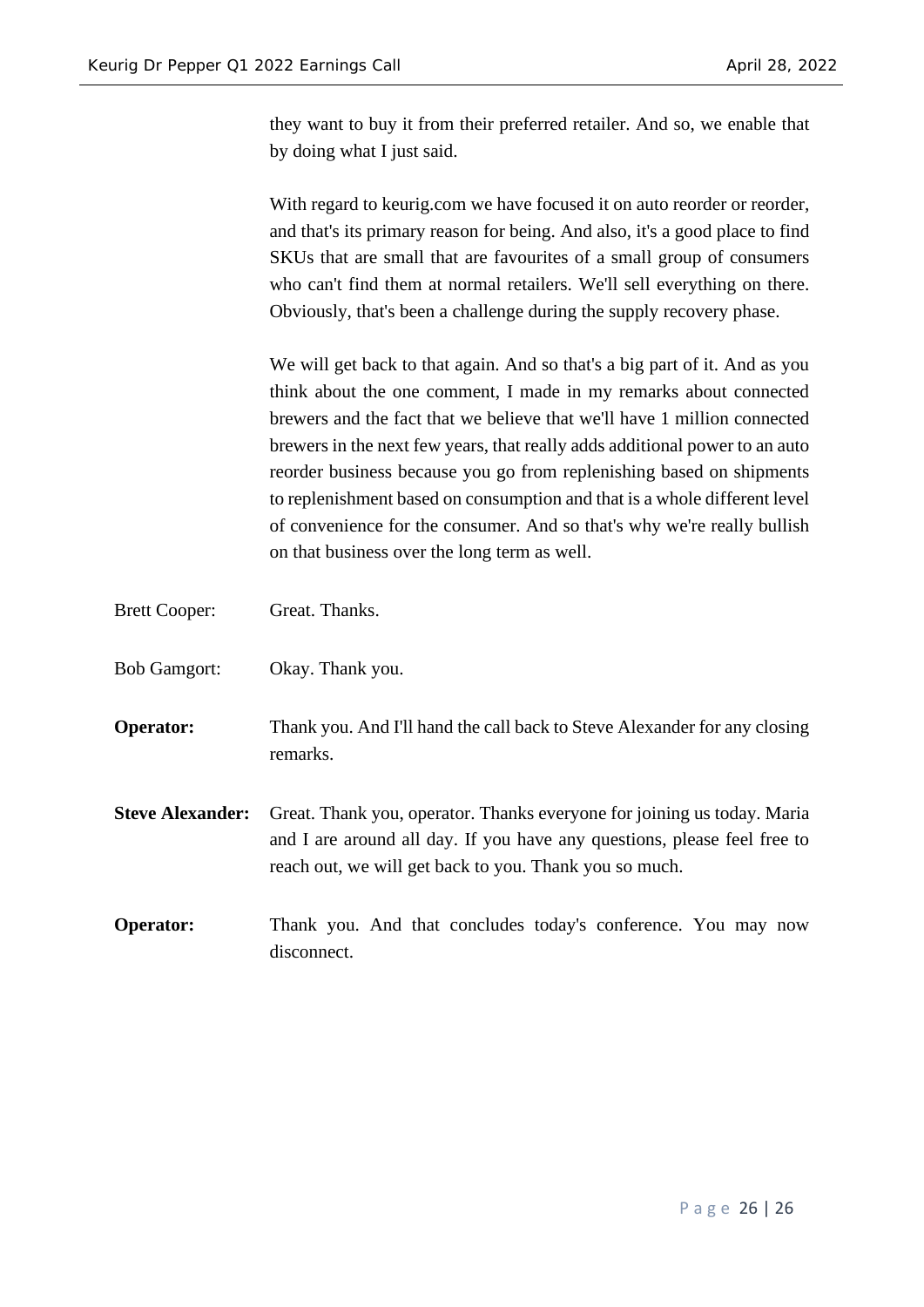they want to buy it from their preferred retailer. And so, we enable that by doing what I just said.

With regard to keurig.com we have focused it on auto reorder or reorder, and that's its primary reason for being. And also, it's a good place to find SKUs that are small that are favourites of a small group of consumers who can't find them at normal retailers. We'll sell everything on there. Obviously, that's been a challenge during the supply recovery phase.

We will get back to that again. And so that's a big part of it. And as you think about the one comment, I made in my remarks about connected brewers and the fact that we believe that we'll have 1 million connected brewers in the next few years, that really adds additional power to an auto reorder business because you go from replenishing based on shipments to replenishment based on consumption and that is a whole different level of convenience for the consumer. And so that's why we're really bullish on that business over the long term as well.

Brett Cooper: Great. Thanks.

Bob Gamgort: Okay. Thank you.

**Operator:** Thank you. And I'll hand the call back to Steve Alexander for any closing remarks.

**Steve Alexander:** Great. Thank you, operator. Thanks everyone for joining us today. Maria and I are around all day. If you have any questions, please feel free to reach out, we will get back to you. Thank you so much.

**Operator:** Thank you. And that concludes today's conference. You may now disconnect.